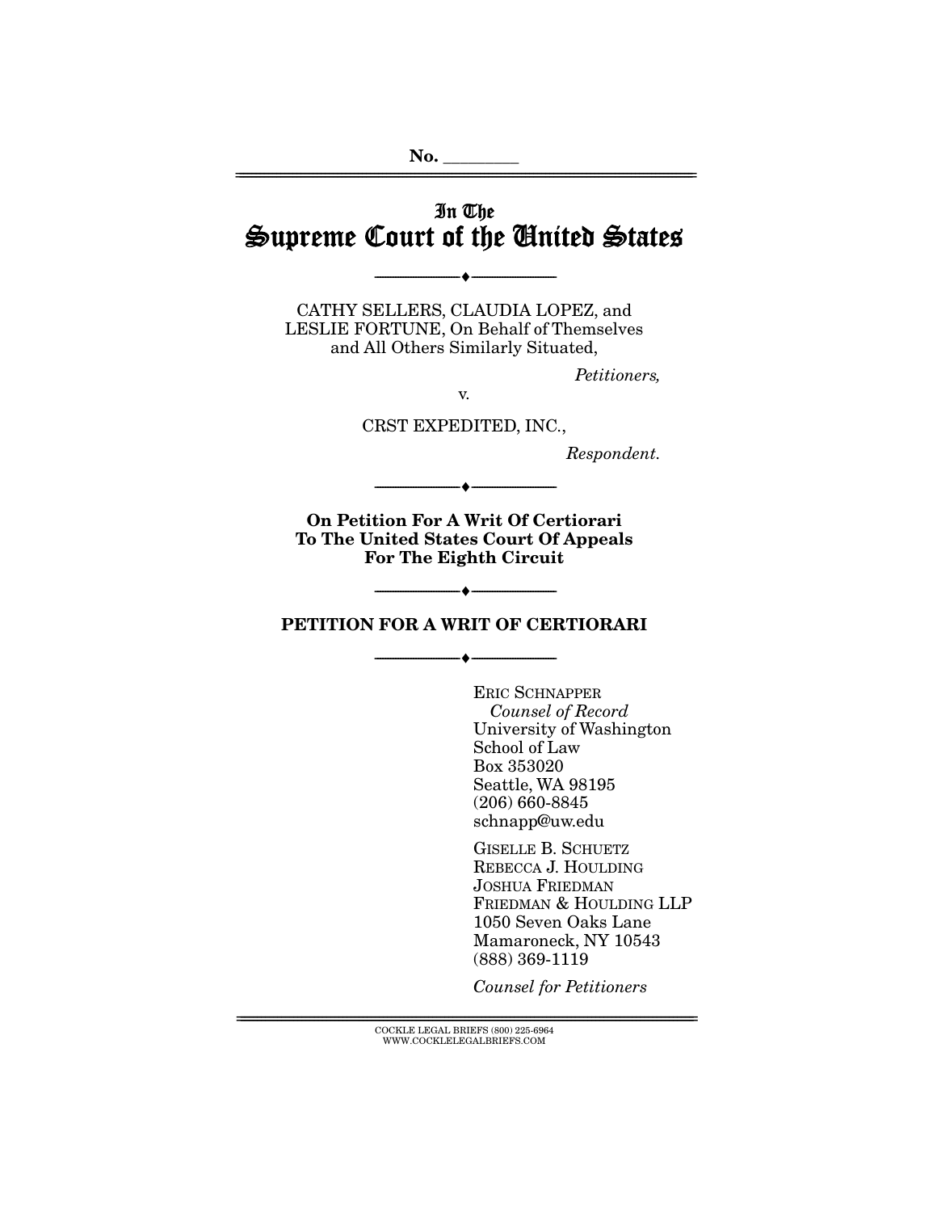No. ________

# In The
# Supreme Court of the United States

---

CATHY SELLERS, CLAUDIA LOPEZ, and LESLIE FORTUNE, On Behalf of Themselves and All Others Similarly Situated,

*Petitioners,*

v.

CRST EXPEDITED, INC.,

*Respondent.*

---

**On Petition For A Writ Of Certiorari To The United States Court Of Appeals For The Eighth Circuit**

---

## PETITION FOR A WRIT OF CERTIORARI

---

ERIC SCHNAPPER
*Counsel of Record*
University of Washington School of Law
Box 353020
Seattle, WA 98195
(206) 660-8845
schnapp@uw.edu

GISELLE B. SCHUETZ
REBECCA J. HOULDING
JOSHUA FRIEDMAN
FRIEDMAN & HOULDING LLP
1050 Seven Oaks Lane
Mamaroneck, NY 10543
(888) 369-1119

*Counsel for Petitioners*

COCKLE LEGAL BRIEFS (800) 225-6964
WWW.COCKLELEGALBRIEFS.COM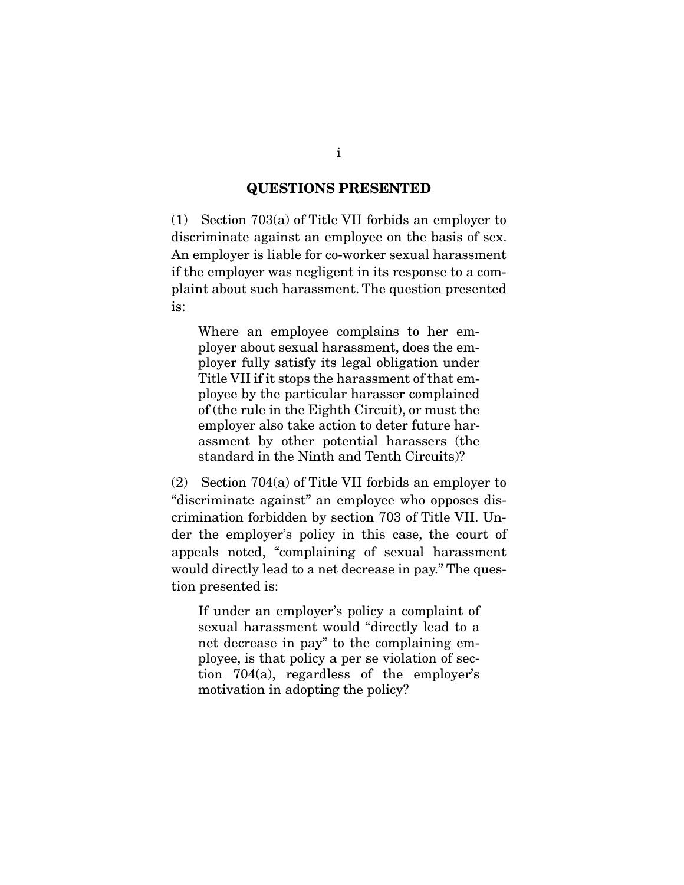## QUESTIONS PRESENTED

(1) Section 703(a) of Title VII forbids an employer to discriminate against an employee on the basis of sex. An employer is liable for co-worker sexual harassment if the employer was negligent in its response to a complaint about such harassment. The question presented is:

> Where an employee complains to her employer about sexual harassment, does the employer fully satisfy its legal obligation under Title VII if it stops the harassment of that employee by the particular harasser complained of (the rule in the Eighth Circuit), or must the employer also take action to deter future harassment by other potential harassers (the standard in the Ninth and Tenth Circuits)?

(2) Section 704(a) of Title VII forbids an employer to "discriminate against" an employee who opposes discrimination forbidden by section 703 of Title VII. Under the employer's policy in this case, the court of appeals noted, "complaining of sexual harassment would directly lead to a net decrease in pay." The question presented is:

> If under an employer's policy a complaint of sexual harassment would "directly lead to a net decrease in pay" to the complaining employee, is that policy a per se violation of section 704(a), regardless of the employer's motivation in adopting the policy?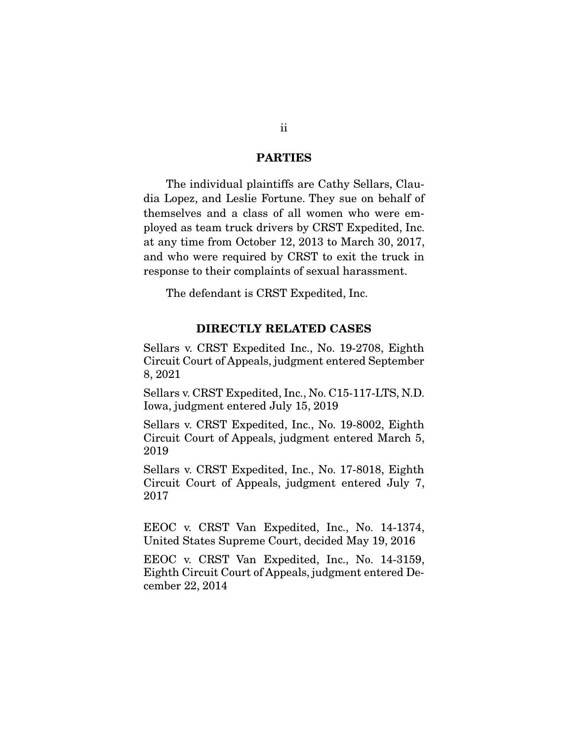## PARTIES

The individual plaintiffs are Cathy Sellars, Claudia Lopez, and Leslie Fortune. They sue on behalf of themselves and a class of all women who were employed as team truck drivers by CRST Expedited, Inc. at any time from October 12, 2013 to March 30, 2017, and who were required by CRST to exit the truck in response to their complaints of sexual harassment.

The defendant is CRST Expedited, Inc.

## DIRECTLY RELATED CASES

Sellars v. CRST Expedited Inc., No. 19-2708, Eighth Circuit Court of Appeals, judgment entered September 8, 2021

Sellars v. CRST Expedited, Inc., No. C15-117-LTS, N.D. Iowa, judgment entered July 15, 2019

Sellars v. CRST Expedited, Inc., No. 19-8002, Eighth Circuit Court of Appeals, judgment entered March 5, 2019

Sellars v. CRST Expedited, Inc., No. 17-8018, Eighth Circuit Court of Appeals, judgment entered July 7, 2017

EEOC v. CRST Van Expedited, Inc., No. 14-1374, United States Supreme Court, decided May 19, 2016

EEOC v. CRST Van Expedited, Inc., No. 14-3159, Eighth Circuit Court of Appeals, judgment entered December 22, 2014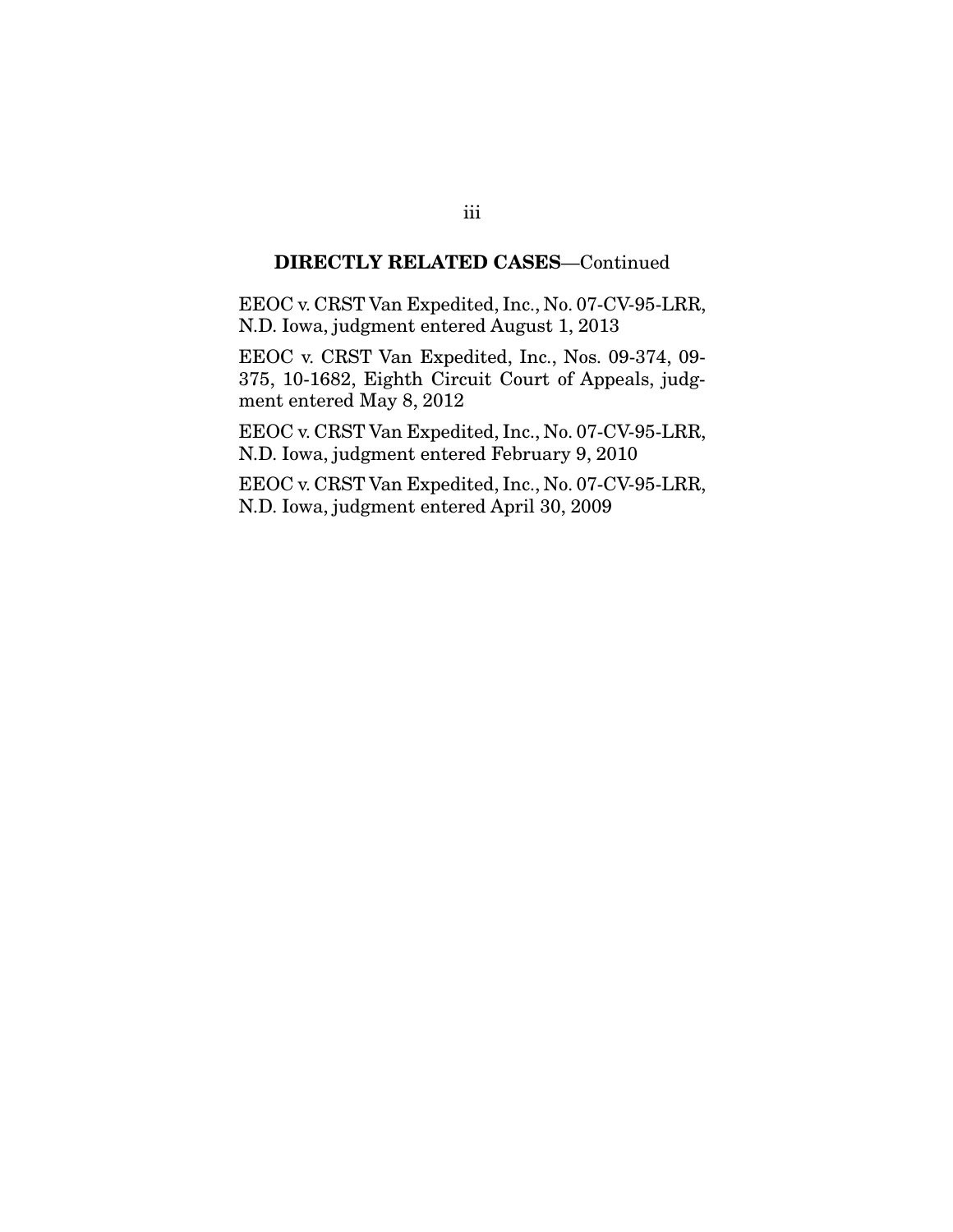## DIRECTLY RELATED CASES—Continued

EEOC v. CRST Van Expedited, Inc., No. 07-CV-95-LRR, N.D. Iowa, judgment entered August 1, 2013

EEOC v. CRST Van Expedited, Inc., Nos. 09-374, 09-375, 10-1682, Eighth Circuit Court of Appeals, judgment entered May 8, 2012

EEOC v. CRST Van Expedited, Inc., No. 07-CV-95-LRR, N.D. Iowa, judgment entered February 9, 2010

EEOC v. CRST Van Expedited, Inc., No. 07-CV-95-LRR, N.D. Iowa, judgment entered April 30, 2009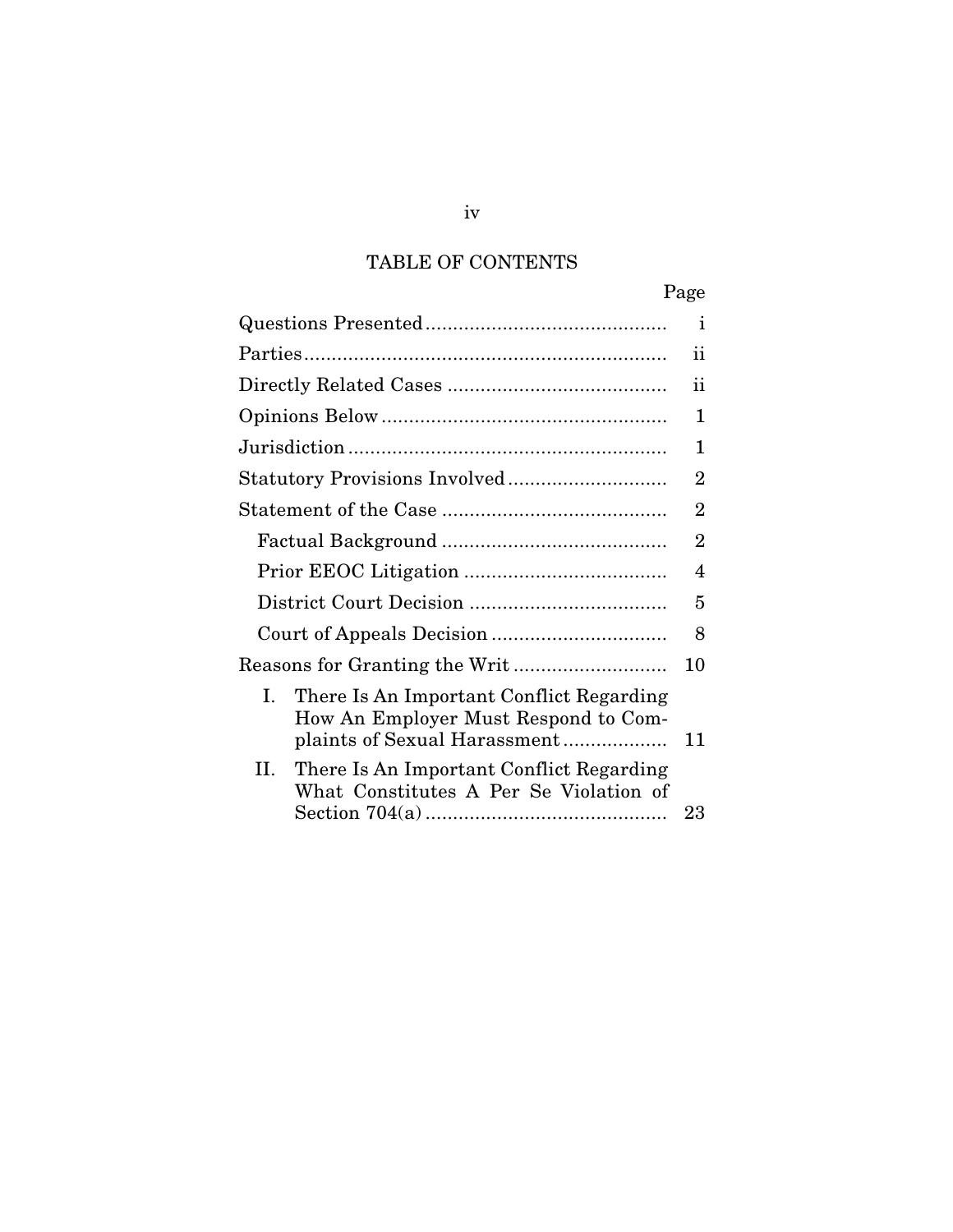# TABLE OF CONTENTS

| | Page |
|---|---|
| Questions Presented | i |
| Parties | ii |
| Directly Related Cases | ii |
| Opinions Below | 1 |
| Jurisdiction | 1 |
| Statutory Provisions Involved | 2 |
| Statement of the Case | 2 |
| Factual Background | 2 |
| Prior EEOC Litigation | 4 |
| District Court Decision | 5 |
| Court of Appeals Decision | 8 |
| Reasons for Granting the Writ | 10 |
| I. There Is An Important Conflict Regarding How An Employer Must Respond to Complaints of Sexual Harassment | 11 |
| II. There Is An Important Conflict Regarding What Constitutes A Per Se Violation of Section 704(a) | 23 |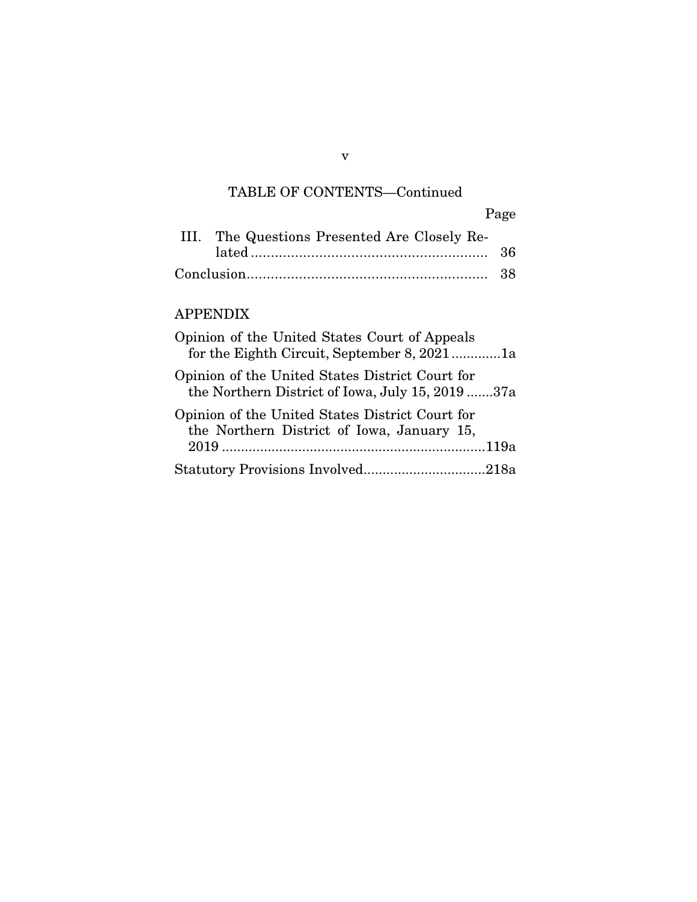TABLE OF CONTENTS—Continued

| | Page |
|---|---|
| III. The Questions Presented Are Closely Related | 36 |
| Conclusion | 38 |

APPENDIX

| | |
|---|---|
| Opinion of the United States Court of Appeals for the Eighth Circuit, September 8, 2021 | 1a |
| Opinion of the United States District Court for the Northern District of Iowa, July 15, 2019 | 37a |
| Opinion of the United States District Court for the Northern District of Iowa, January 15, 2019 | 119a |
| Statutory Provisions Involved | 218a |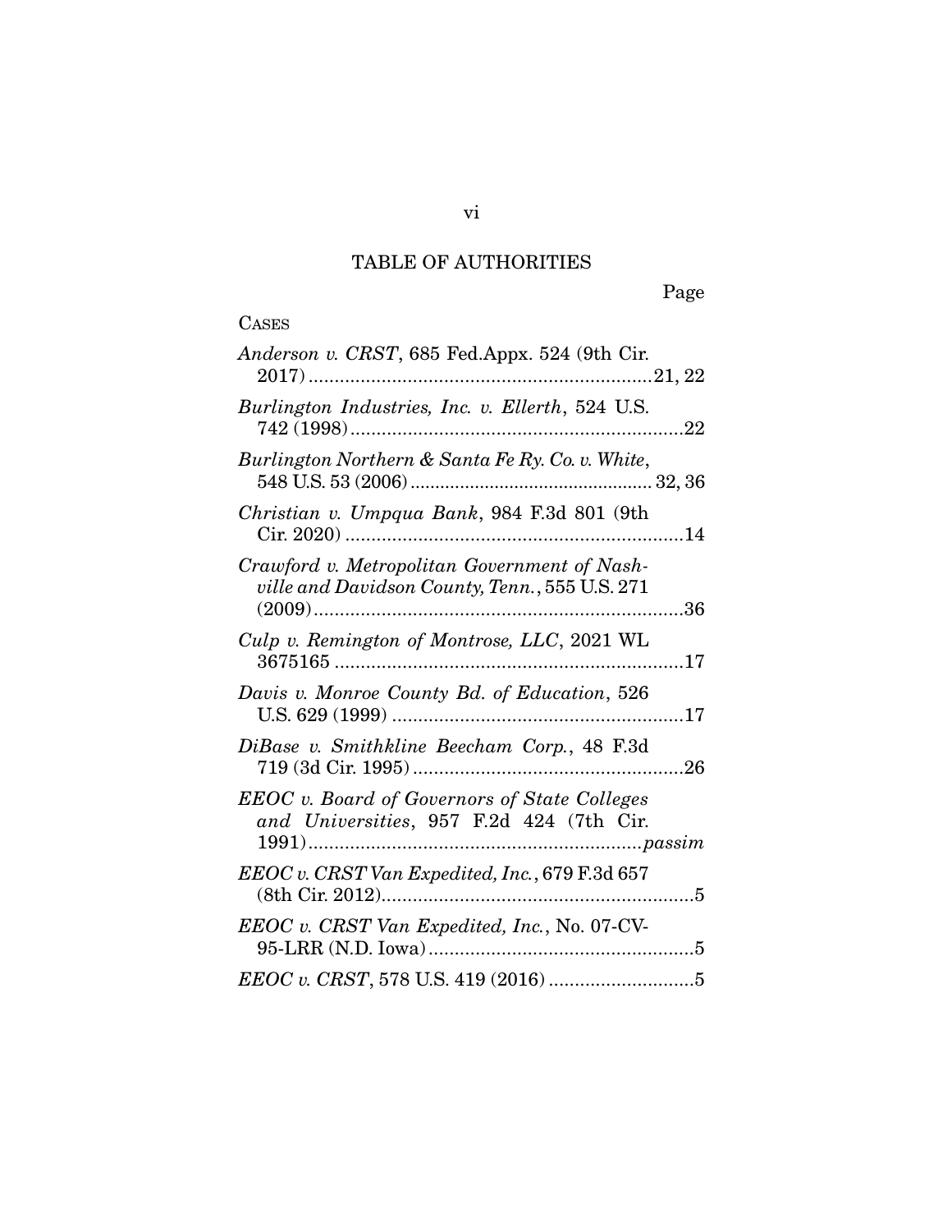# TABLE OF AUTHORITIES

Page

CASES

*Anderson v. CRST*, 685 Fed.Appx. 524 (9th Cir. 2017) ....................................................................21, 22

*Burlington Industries, Inc. v. Ellerth*, 524 U.S. 742 (1998) ....................................................................22

*Burlington Northern & Santa Fe Ry. Co. v. White*, 548 U.S. 53 (2006) ................................................ 32, 36

*Christian v. Umpqua Bank*, 984 F.3d 801 (9th Cir. 2020) ....................................................................14

*Crawford v. Metropolitan Government of Nashville and Davidson County, Tenn.*, 555 U.S. 271 (2009) ....................................................................36

*Culp v. Remington of Montrose, LLC*, 2021 WL 3675165 ....................................................................17

*Davis v. Monroe County Bd. of Education*, 526 U.S. 629 (1999) ........................................................17

*DiBase v. Smithkline Beecham Corp.*, 48 F.3d 719 (3d Cir. 1995) ....................................................26

*EEOC v. Board of Governors of State Colleges and Universities*, 957 F.2d 424 (7th Cir. 1991) ....................................................................*passim*

*EEOC v. CRST Van Expedited, Inc.*, 679 F.3d 657 (8th Cir. 2012) ....................................................................5

*EEOC v. CRST Van Expedited, Inc.*, No. 07-CV-95-LRR (N.D. Iowa) ....................................................5

*EEOC v. CRST*, 578 U.S. 419 (2016) ............................5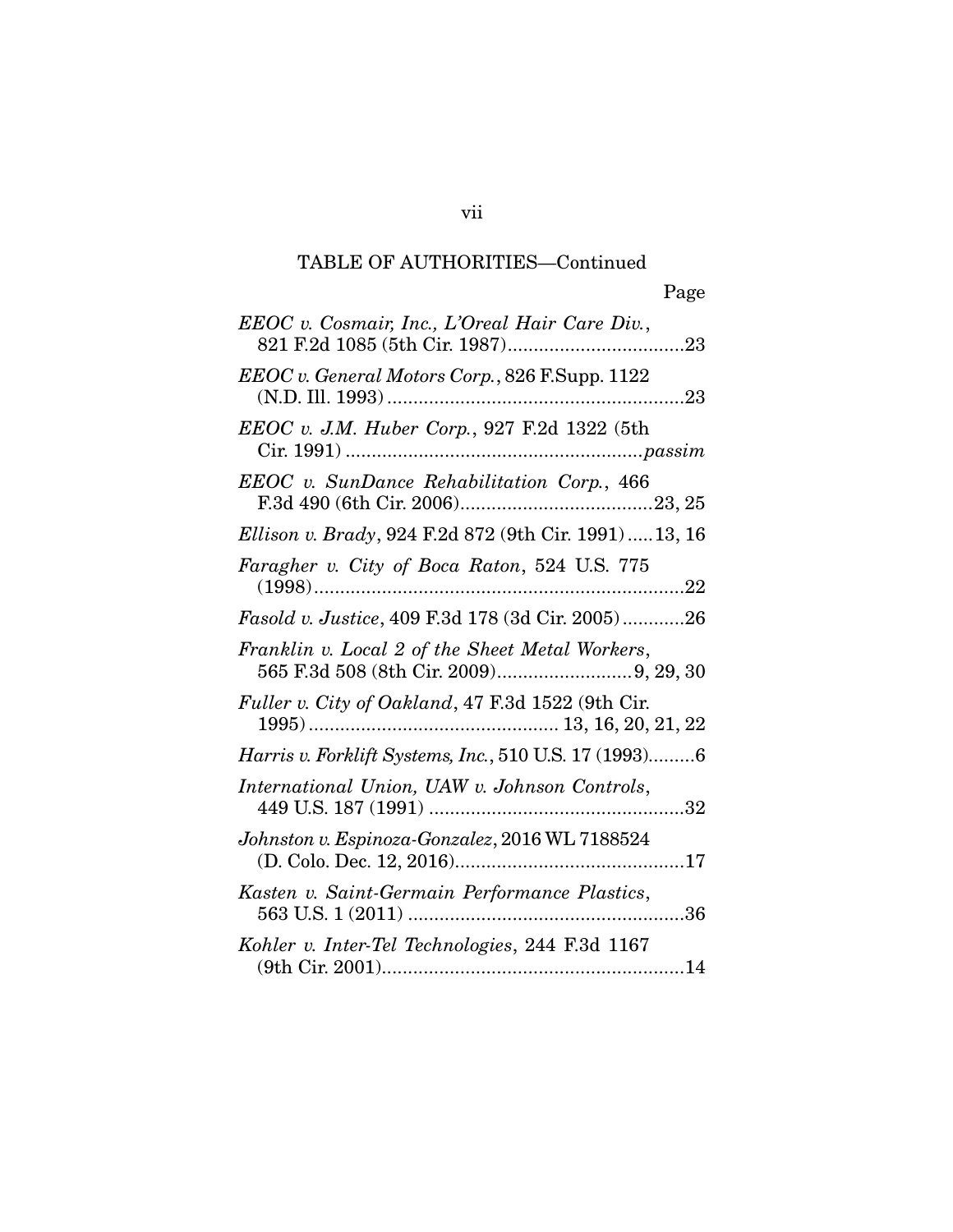TABLE OF AUTHORITIES—Continued

Page

*EEOC v. Cosmair, Inc., L'Oreal Hair Care Div.*, 821 F.2d 1085 (5th Cir. 1987)..................................23

*EEOC v. General Motors Corp.*, 826 F.Supp. 1122 (N.D. Ill. 1993)..........................................................23

*EEOC v. J.M. Huber Corp.*, 927 F.2d 1322 (5th Cir. 1991)..........................................................*passim*

*EEOC v. SunDance Rehabilitation Corp.*, 466 F.3d 490 (6th Cir. 2006).....................................23, 25

*Ellison v. Brady*, 924 F.2d 872 (9th Cir. 1991).....13, 16

*Faragher v. City of Boca Raton*, 524 U.S. 775 (1998)......................................................................22

*Fasold v. Justice*, 409 F.3d 178 (3d Cir. 2005)............26

*Franklin v. Local 2 of the Sheet Metal Workers*, 565 F.3d 508 (8th Cir. 2009)..........................9, 29, 30

*Fuller v. City of Oakland*, 47 F.3d 1522 (9th Cir. 1995)............................................... 13, 16, 20, 21, 22

*Harris v. Forklift Systems, Inc.*, 510 U.S. 17 (1993).........6

*International Union, UAW v. Johnson Controls*, 449 U.S. 187 (1991) .................................................32

*Johnston v. Espinoza-Gonzalez*, 2016 WL 7188524 (D. Colo. Dec. 12, 2016)............................................17

*Kasten v. Saint-Germain Performance Plastics*, 563 U.S. 1 (2011) .....................................................36

*Kohler v. Inter-Tel Technologies*, 244 F.3d 1167 (9th Cir. 2001)..........................................................14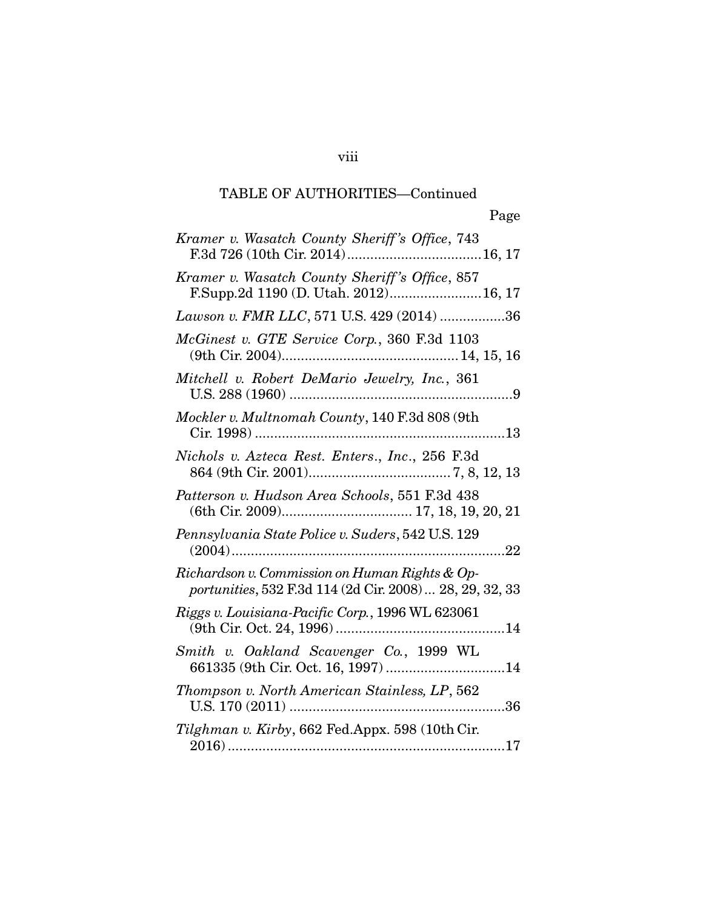## TABLE OF AUTHORITIES—Continued

| | Page |
|---|---|
| *Kramer v. Wasatch County Sheriff's Office*, 743 F.3d 726 (10th Cir. 2014) | 16, 17 |
| *Kramer v. Wasatch County Sheriff's Office*, 857 F.Supp.2d 1190 (D. Utah. 2012) | 16, 17 |
| *Lawson v. FMR LLC*, 571 U.S. 429 (2014) | 36 |
| *McGinest v. GTE Service Corp.*, 360 F.3d 1103 (9th Cir. 2004) | 14, 15, 16 |
| *Mitchell v. Robert DeMario Jewelry, Inc.*, 361 U.S. 288 (1960) | 9 |
| *Mockler v. Multnomah County*, 140 F.3d 808 (9th Cir. 1998) | 13 |
| *Nichols v. Azteca Rest. Enters., Inc.*, 256 F.3d 864 (9th Cir. 2001) | 7, 8, 12, 13 |
| *Patterson v. Hudson Area Schools*, 551 F.3d 438 (6th Cir. 2009) | 17, 18, 19, 20, 21 |
| *Pennsylvania State Police v. Suders*, 542 U.S. 129 (2004) | 22 |
| *Richardson v. Commission on Human Rights & Opportunities*, 532 F.3d 114 (2d Cir. 2008) | 28, 29, 32, 33 |
| *Riggs v. Louisiana-Pacific Corp.*, 1996 WL 623061 (9th Cir. Oct. 24, 1996) | 14 |
| *Smith v. Oakland Scavenger Co.*, 1999 WL 661335 (9th Cir. Oct. 16, 1997) | 14 |
| *Thompson v. North American Stainless, LP*, 562 U.S. 170 (2011) | 36 |
| *Tilghman v. Kirby*, 662 Fed.Appx. 598 (10th Cir. 2016) | 17 |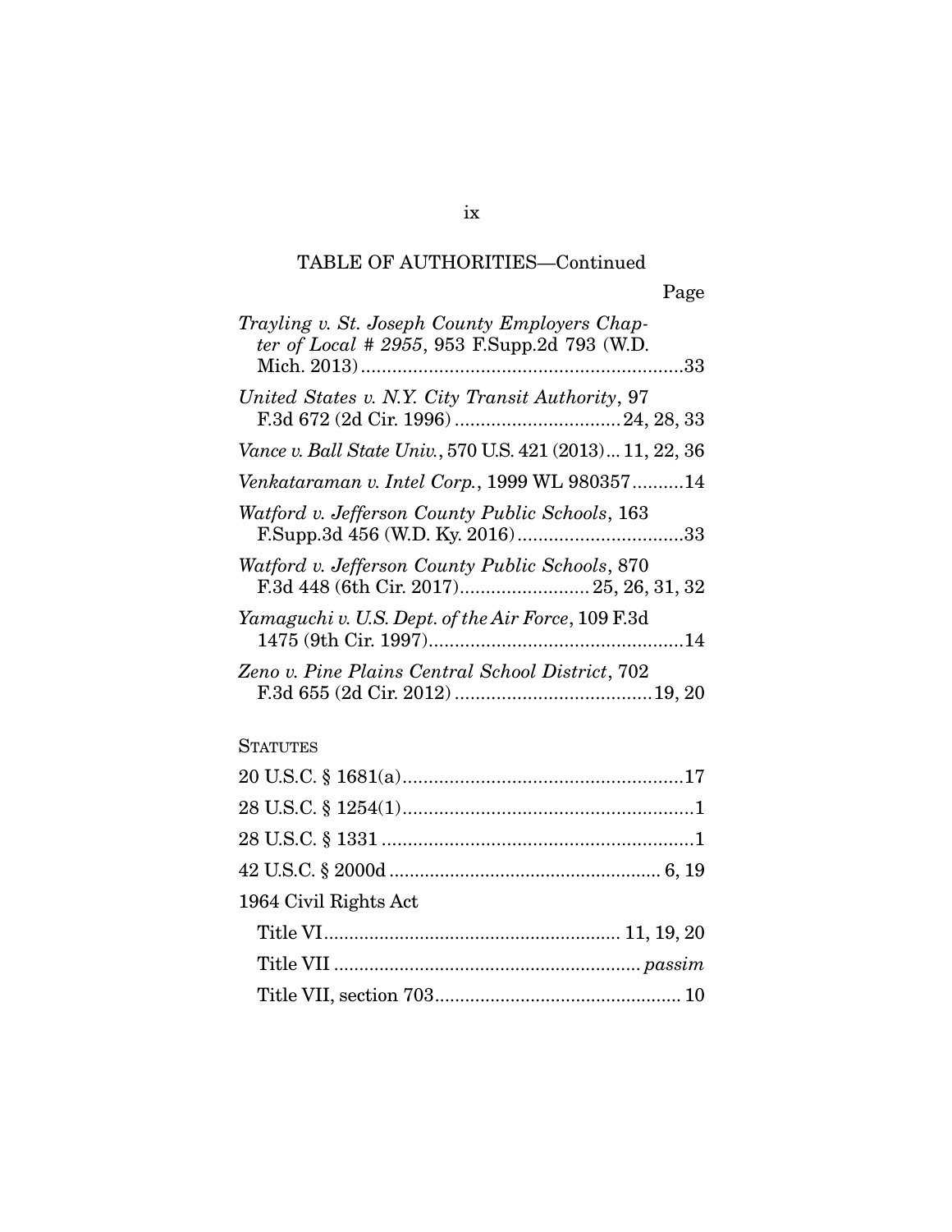TABLE OF AUTHORITIES—Continued

Page

*Trayling v. St. Joseph County Employers Chapter of Local # 2955*, 953 F.Supp.2d 793 (W.D. Mich. 2013) ....................................................... 33

*United States v. N.Y. City Transit Authority*, 97 F.3d 672 (2d Cir. 1996) .............................. 24, 28, 33

*Vance v. Ball State Univ.*, 570 U.S. 421 (2013) ... 11, 22, 36

*Venkataraman v. Intel Corp.*, 1999 WL 980357 .......... 14

*Watford v. Jefferson County Public Schools*, 163 F.Supp.3d 456 (W.D. Ky. 2016) .............................. 33

*Watford v. Jefferson County Public Schools*, 870 F.3d 448 (6th Cir. 2017) ........................ 25, 26, 31, 32

*Yamaguchi v. U.S. Dept. of the Air Force*, 109 F.3d 1475 (9th Cir. 1997) ................................................ 14

*Zeno v. Pine Plains Central School District*, 702 F.3d 655 (2d Cir. 2012) .................................... 19, 20

STATUTES

20 U.S.C. § 1681(a) ..................................................... 17

28 U.S.C. § 1254(1) ....................................................... 1

28 U.S.C. § 1331 ........................................................... 1

42 U.S.C. § 2000d ................................................... 6, 19

1964 Civil Rights Act

Title VI ......................................................... 11, 19, 20

Title VII ........................................................... *passim*

Title VII, section 703 ............................................... 10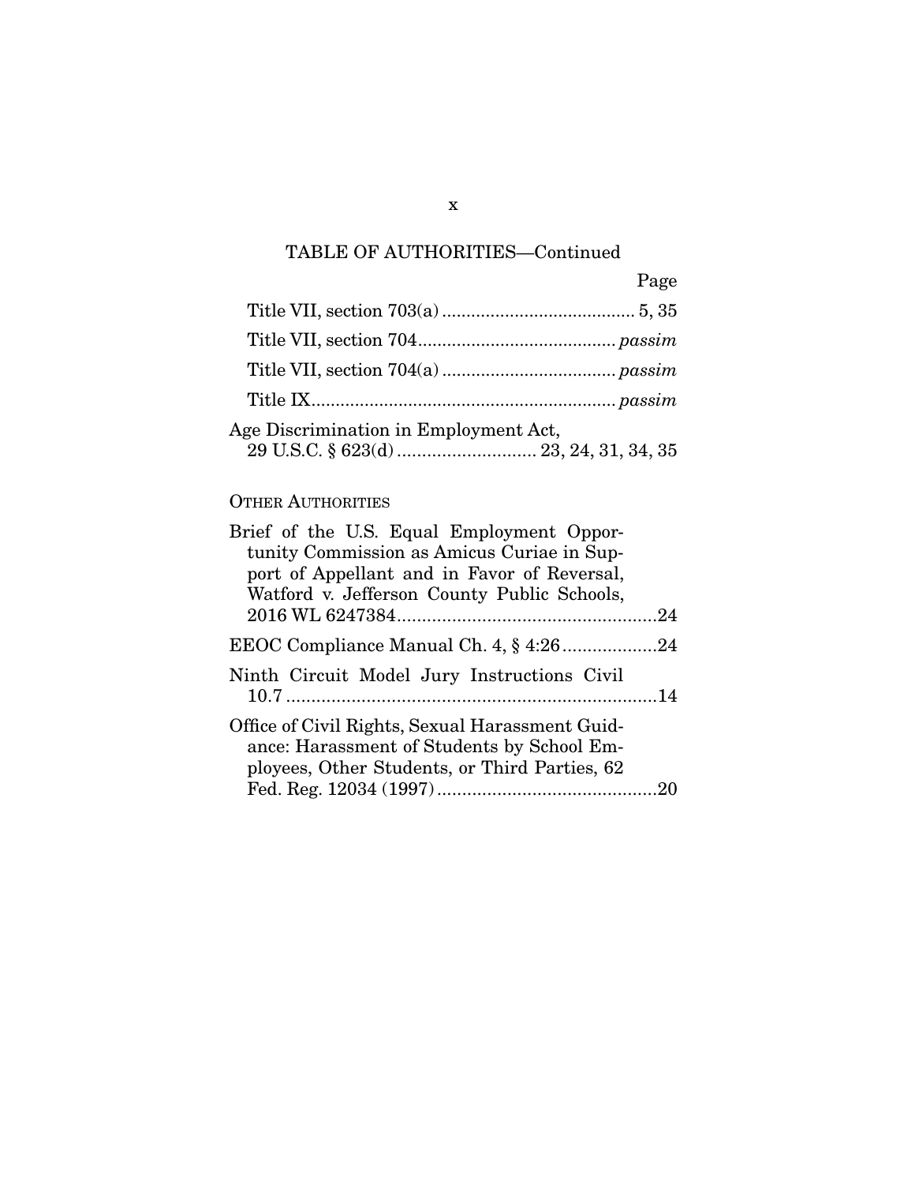TABLE OF AUTHORITIES—Continued

Page

Title VII, section 703(a) ....................................... 5, 35

Title VII, section 704........................................ *passim*

Title VII, section 704(a) ................................... *passim*

Title IX.............................................................. *passim*

Age Discrimination in Employment Act,
29 U.S.C. § 623(d) ............................ 23, 24, 31, 34, 35

OTHER AUTHORITIES

Brief of the U.S. Equal Employment Opportunity Commission as Amicus Curiae in Support of Appellant and in Favor of Reversal, Watford v. Jefferson County Public Schools, 2016 WL 6247384....................................................24

EEOC Compliance Manual Ch. 4, § 4:26...................24

Ninth Circuit Model Jury Instructions Civil 10.7 ..........................................................................14

Office of Civil Rights, Sexual Harassment Guidance: Harassment of Students by School Employees, Other Students, or Third Parties, 62 Fed. Reg. 12034 (1997)............................................20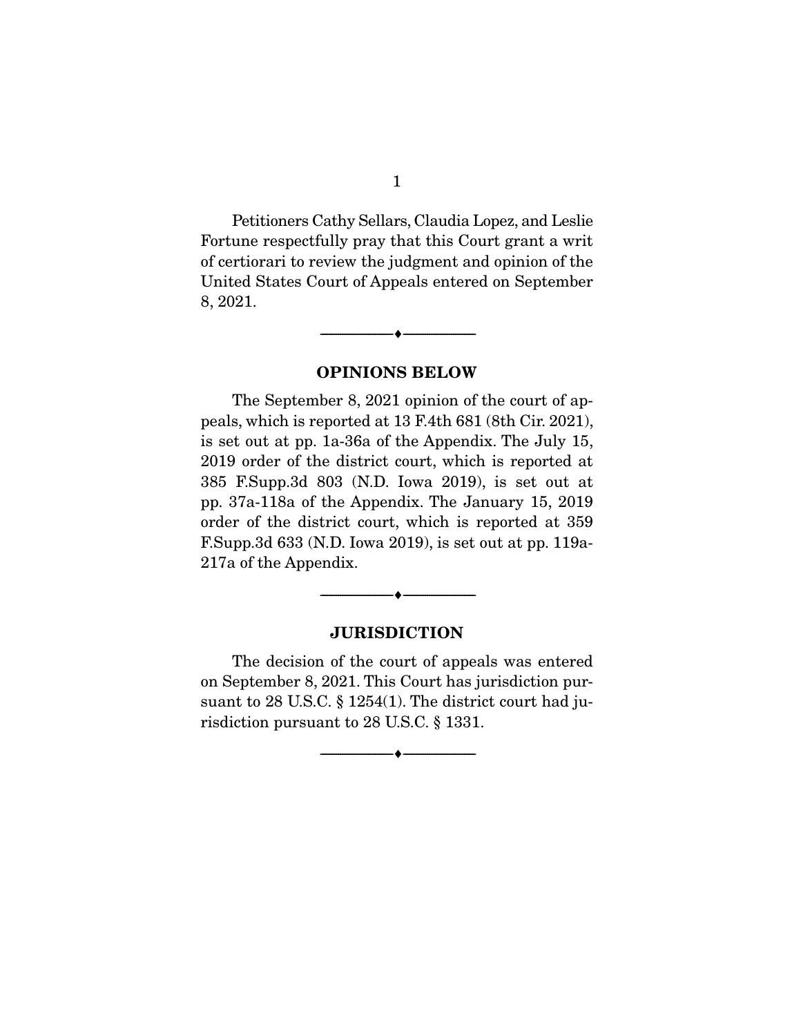Petitioners Cathy Sellars, Claudia Lopez, and Leslie Fortune respectfully pray that this Court grant a writ of certiorari to review the judgment and opinion of the United States Court of Appeals entered on September 8, 2021.

---

## OPINIONS BELOW

The September 8, 2021 opinion of the court of appeals, which is reported at 13 F.4th 681 (8th Cir. 2021), is set out at pp. 1a-36a of the Appendix. The July 15, 2019 order of the district court, which is reported at 385 F.Supp.3d 803 (N.D. Iowa 2019), is set out at pp. 37a-118a of the Appendix. The January 15, 2019 order of the district court, which is reported at 359 F.Supp.3d 633 (N.D. Iowa 2019), is set out at pp. 119a-217a of the Appendix.

---

## JURISDICTION

The decision of the court of appeals was entered on September 8, 2021. This Court has jurisdiction pursuant to 28 U.S.C. § 1254(1). The district court had jurisdiction pursuant to 28 U.S.C. § 1331.

---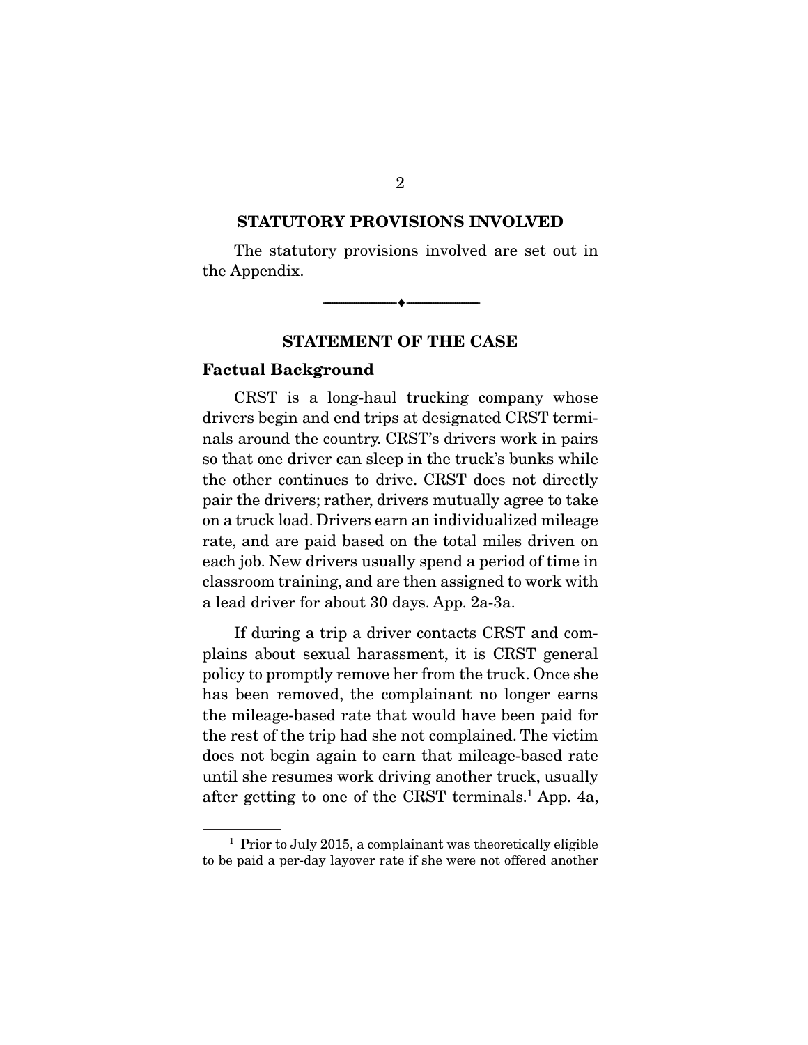## STATUTORY PROVISIONS INVOLVED

The statutory provisions involved are set out in the Appendix.

---

## STATEMENT OF THE CASE

### Factual Background

CRST is a long-haul trucking company whose drivers begin and end trips at designated CRST terminals around the country. CRST's drivers work in pairs so that one driver can sleep in the truck's bunks while the other continues to drive. CRST does not directly pair the drivers; rather, drivers mutually agree to take on a truck load. Drivers earn an individualized mileage rate, and are paid based on the total miles driven on each job. New drivers usually spend a period of time in classroom training, and are then assigned to work with a lead driver for about 30 days. App. 2a-3a.

If during a trip a driver contacts CRST and complains about sexual harassment, it is CRST general policy to promptly remove her from the truck. Once she has been removed, the complainant no longer earns the mileage-based rate that would have been paid for the rest of the trip had she not complained. The victim does not begin again to earn that mileage-based rate until she resumes work driving another truck, usually after getting to one of the CRST terminals.[1] App. 4a,

[1] Prior to July 2015, a complainant was theoretically eligible to be paid a per-day layover rate if she were not offered another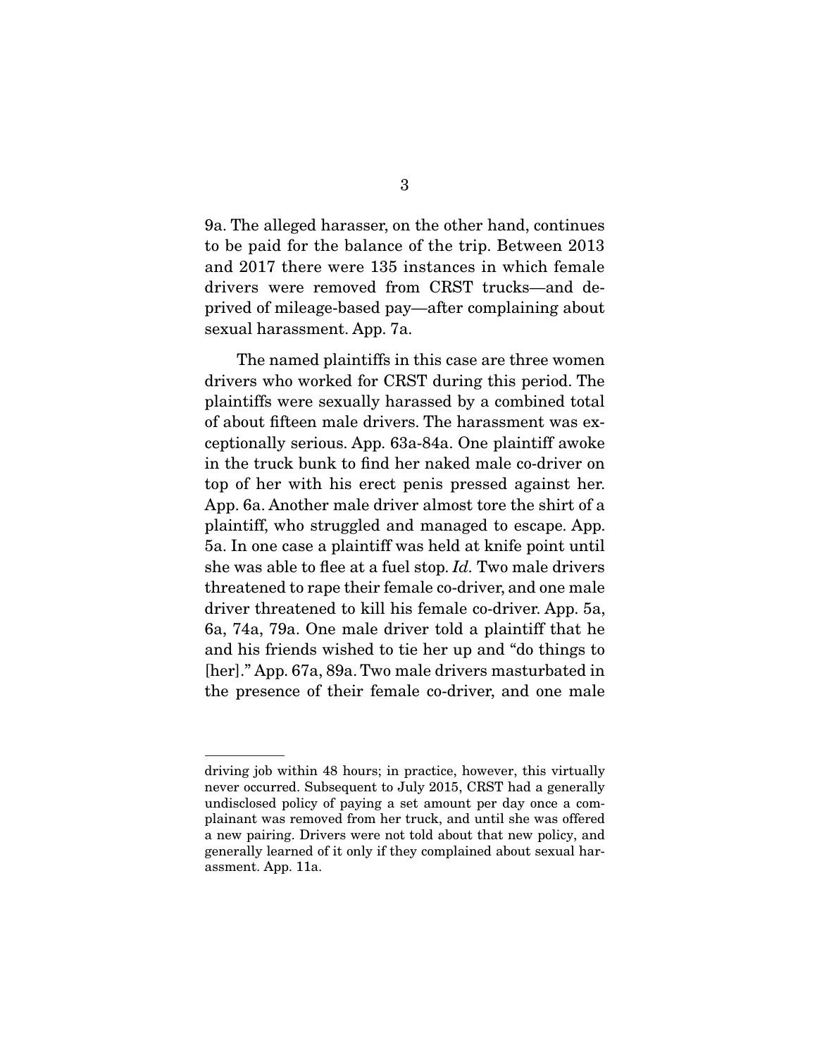9a. The alleged harasser, on the other hand, continues to be paid for the balance of the trip. Between 2013 and 2017 there were 135 instances in which female drivers were removed from CRST trucks—and deprived of mileage-based pay—after complaining about sexual harassment. App. 7a.

The named plaintiffs in this case are three women drivers who worked for CRST during this period. The plaintiffs were sexually harassed by a combined total of about fifteen male drivers. The harassment was exceptionally serious. App. 63a-84a. One plaintiff awoke in the truck bunk to find her naked male co-driver on top of her with his erect penis pressed against her. App. 6a. Another male driver almost tore the shirt of a plaintiff, who struggled and managed to escape. App. 5a. In one case a plaintiff was held at knife point until she was able to flee at a fuel stop. *Id.* Two male drivers threatened to rape their female co-driver, and one male driver threatened to kill his female co-driver. App. 5a, 6a, 74a, 79a. One male driver told a plaintiff that he and his friends wished to tie her up and "do things to [her]." App. 67a, 89a. Two male drivers masturbated in the presence of their female co-driver, and one male

---

driving job within 48 hours; in practice, however, this virtually never occurred. Subsequent to July 2015, CRST had a generally undisclosed policy of paying a set amount per day once a complainant was removed from her truck, and until she was offered a new pairing. Drivers were not told about that new policy, and generally learned of it only if they complained about sexual harassment. App. 11a.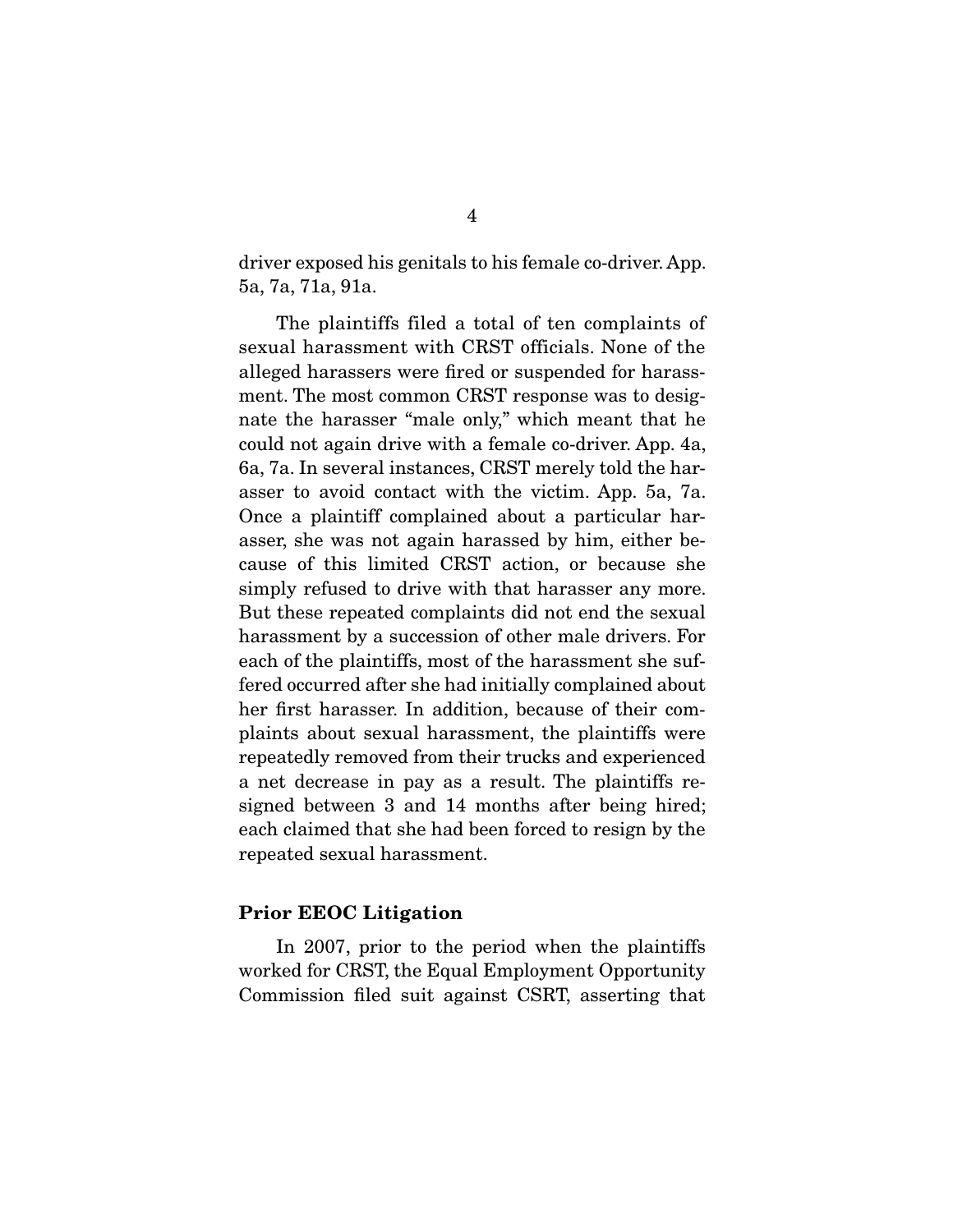driver exposed his genitals to his female co-driver. App. 5a, 7a, 71a, 91a.

The plaintiffs filed a total of ten complaints of sexual harassment with CRST officials. None of the alleged harassers were fired or suspended for harassment. The most common CRST response was to designate the harasser "male only," which meant that he could not again drive with a female co-driver. App. 4a, 6a, 7a. In several instances, CRST merely told the harasser to avoid contact with the victim. App. 5a, 7a. Once a plaintiff complained about a particular harasser, she was not again harassed by him, either because of this limited CRST action, or because she simply refused to drive with that harasser any more. But these repeated complaints did not end the sexual harassment by a succession of other male drivers. For each of the plaintiffs, most of the harassment she suffered occurred after she had initially complained about her first harasser. In addition, because of their complaints about sexual harassment, the plaintiffs were repeatedly removed from their trucks and experienced a net decrease in pay as a result. The plaintiffs resigned between 3 and 14 months after being hired; each claimed that she had been forced to resign by the repeated sexual harassment.

### Prior EEOC Litigation

In 2007, prior to the period when the plaintiffs worked for CRST, the Equal Employment Opportunity Commission filed suit against CSRT, asserting that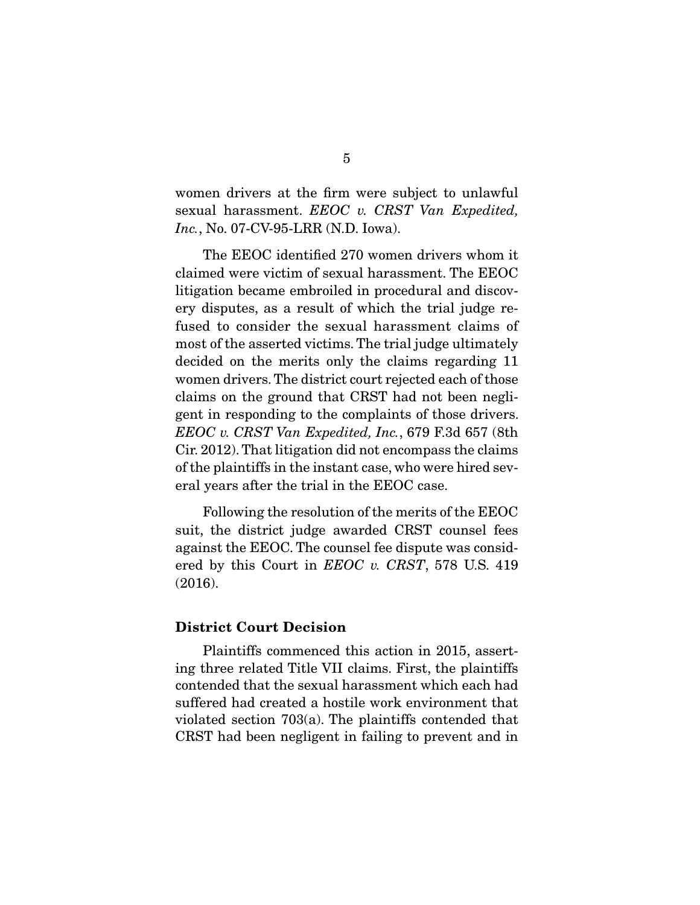women drivers at the firm were subject to unlawful sexual harassment. *EEOC v. CRST Van Expedited, Inc.*, No. 07-CV-95-LRR (N.D. Iowa).

The EEOC identified 270 women drivers whom it claimed were victim of sexual harassment. The EEOC litigation became embroiled in procedural and discovery disputes, as a result of which the trial judge refused to consider the sexual harassment claims of most of the asserted victims. The trial judge ultimately decided on the merits only the claims regarding 11 women drivers. The district court rejected each of those claims on the ground that CRST had not been negligent in responding to the complaints of those drivers. *EEOC v. CRST Van Expedited, Inc.*, 679 F.3d 657 (8th Cir. 2012). That litigation did not encompass the claims of the plaintiffs in the instant case, who were hired several years after the trial in the EEOC case.

Following the resolution of the merits of the EEOC suit, the district judge awarded CRST counsel fees against the EEOC. The counsel fee dispute was considered by this Court in *EEOC v. CRST*, 578 U.S. 419 (2016).

**District Court Decision**

Plaintiffs commenced this action in 2015, asserting three related Title VII claims. First, the plaintiffs contended that the sexual harassment which each had suffered had created a hostile work environment that violated section 703(a). The plaintiffs contended that CRST had been negligent in failing to prevent and in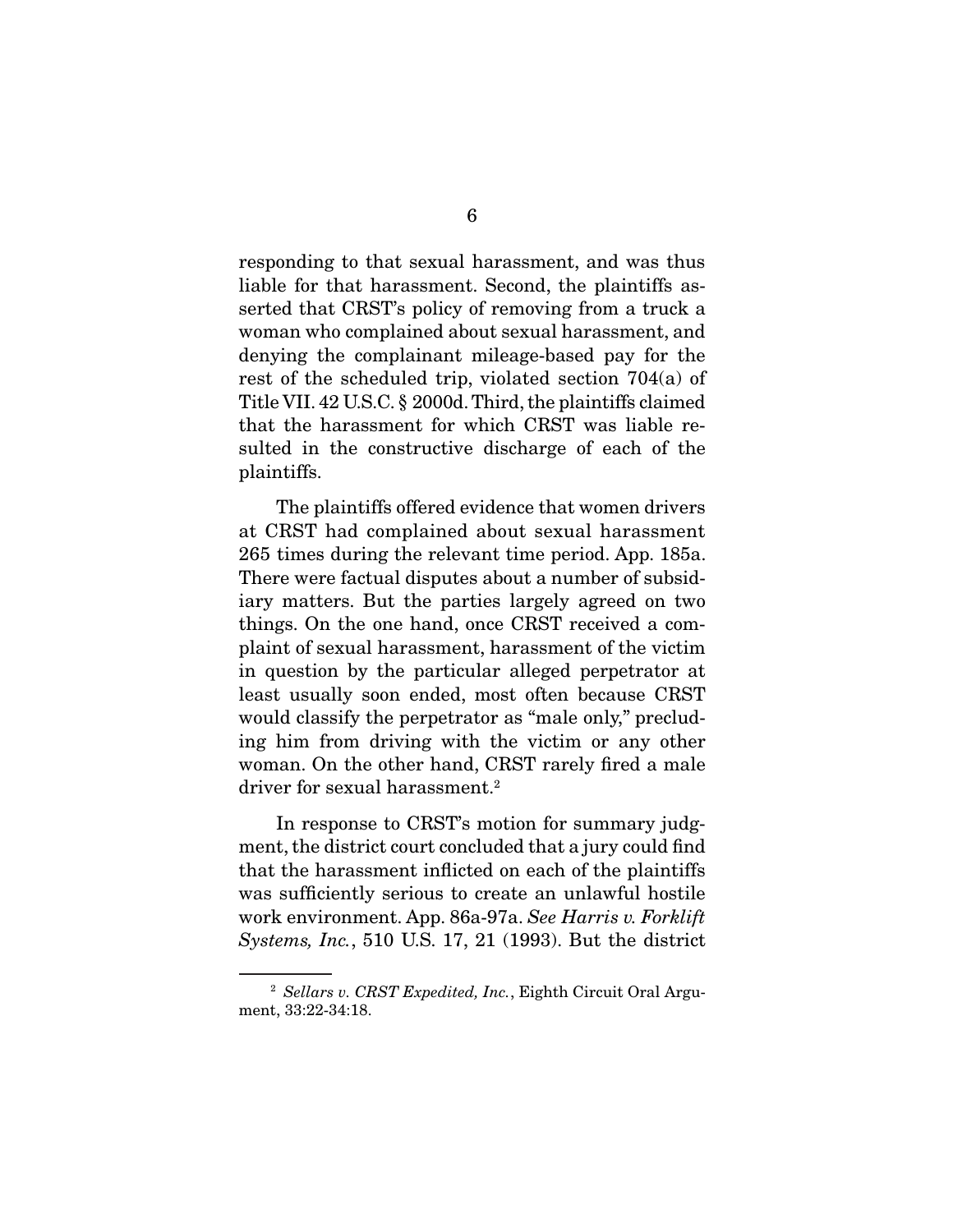responding to that sexual harassment, and was thus liable for that harassment. Second, the plaintiffs asserted that CRST's policy of removing from a truck a woman who complained about sexual harassment, and denying the complainant mileage-based pay for the rest of the scheduled trip, violated section 704(a) of Title VII. 42 U.S.C. § 2000d. Third, the plaintiffs claimed that the harassment for which CRST was liable resulted in the constructive discharge of each of the plaintiffs.

The plaintiffs offered evidence that women drivers at CRST had complained about sexual harassment 265 times during the relevant time period. App. 185a. There were factual disputes about a number of subsidiary matters. But the parties largely agreed on two things. On the one hand, once CRST received a complaint of sexual harassment, harassment of the victim in question by the particular alleged perpetrator at least usually soon ended, most often because CRST would classify the perpetrator as "male only," precluding him from driving with the victim or any other woman. On the other hand, CRST rarely fired a male driver for sexual harassment.[2]

In response to CRST's motion for summary judgment, the district court concluded that a jury could find that the harassment inflicted on each of the plaintiffs was sufficiently serious to create an unlawful hostile work environment. App. 86a-97a. *See Harris v. Forklift Systems, Inc.*, 510 U.S. 17, 21 (1993). But the district

[2] *Sellars v. CRST Expedited, Inc.*, Eighth Circuit Oral Argument, 33:22-34:18.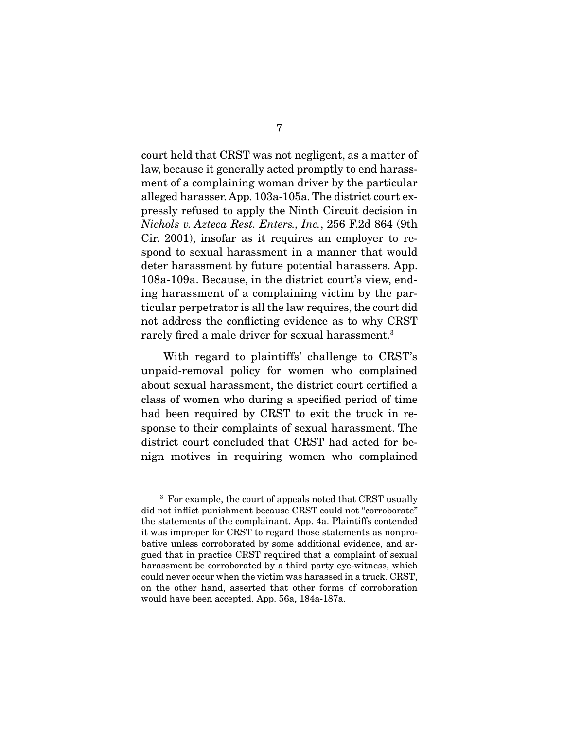court held that CRST was not negligent, as a matter of law, because it generally acted promptly to end harassment of a complaining woman driver by the particular alleged harasser. App. 103a-105a. The district court expressly refused to apply the Ninth Circuit decision in *Nichols v. Azteca Rest. Enters., Inc.*, 256 F.2d 864 (9th Cir. 2001), insofar as it requires an employer to respond to sexual harassment in a manner that would deter harassment by future potential harassers. App. 108a-109a. Because, in the district court's view, ending harassment of a complaining victim by the particular perpetrator is all the law requires, the court did not address the conflicting evidence as to why CRST rarely fired a male driver for sexual harassment.[3]

With regard to plaintiffs' challenge to CRST's unpaid-removal policy for women who complained about sexual harassment, the district court certified a class of women who during a specified period of time had been required by CRST to exit the truck in response to their complaints of sexual harassment. The district court concluded that CRST had acted for benign motives in requiring women who complained

[3] For example, the court of appeals noted that CRST usually did not inflict punishment because CRST could not "corroborate" the statements of the complainant. App. 4a. Plaintiffs contended it was improper for CRST to regard those statements as nonprobative unless corroborated by some additional evidence, and argued that in practice CRST required that a complaint of sexual harassment be corroborated by a third party eye-witness, which could never occur when the victim was harassed in a truck. CRST, on the other hand, asserted that other forms of corroboration would have been accepted. App. 56a, 184a-187a.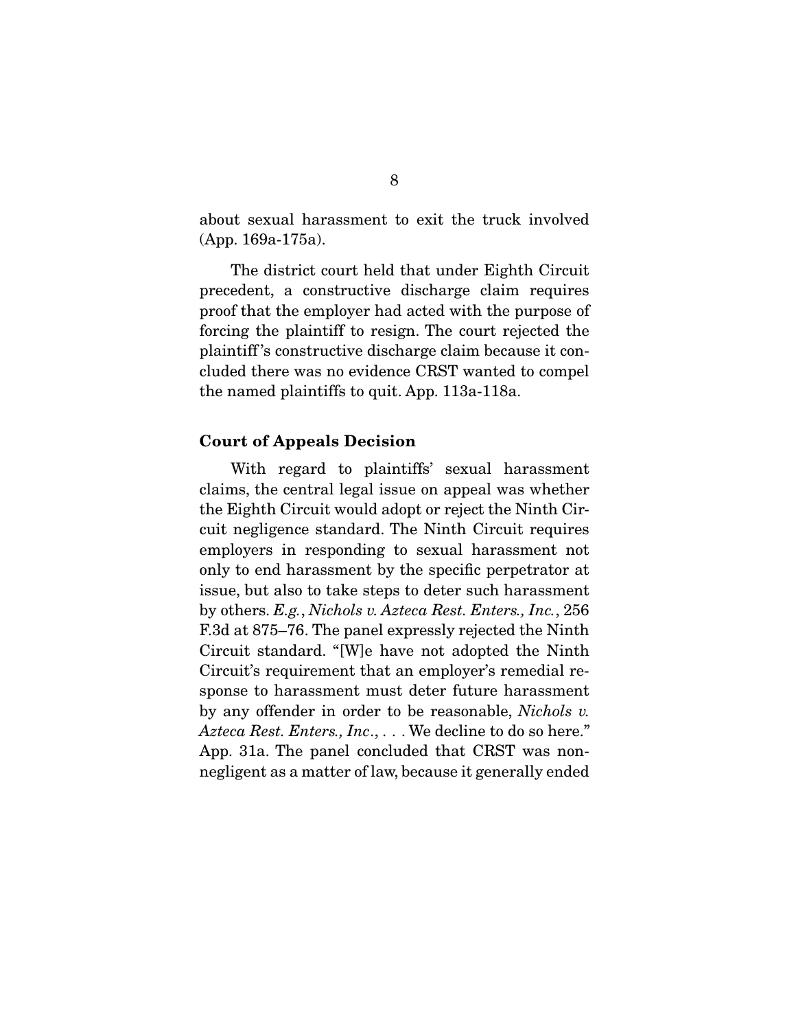about sexual harassment to exit the truck involved (App. 169a-175a).

The district court held that under Eighth Circuit precedent, a constructive discharge claim requires proof that the employer had acted with the purpose of forcing the plaintiff to resign. The court rejected the plaintiff's constructive discharge claim because it concluded there was no evidence CRST wanted to compel the named plaintiffs to quit. App. 113a-118a.

**Court of Appeals Decision**

With regard to plaintiffs' sexual harassment claims, the central legal issue on appeal was whether the Eighth Circuit would adopt or reject the Ninth Circuit negligence standard. The Ninth Circuit requires employers in responding to sexual harassment not only to end harassment by the specific perpetrator at issue, but also to take steps to deter such harassment by others. *E.g.*, *Nichols v. Azteca Rest. Enters., Inc.*, 256 F.3d at 875–76. The panel expressly rejected the Ninth Circuit standard. "[W]e have not adopted the Ninth Circuit's requirement that an employer's remedial response to harassment must deter future harassment by any offender in order to be reasonable, *Nichols v. Azteca Rest. Enters., Inc*., . . . We decline to do so here." App. 31a. The panel concluded that CRST was non-negligent as a matter of law, because it generally ended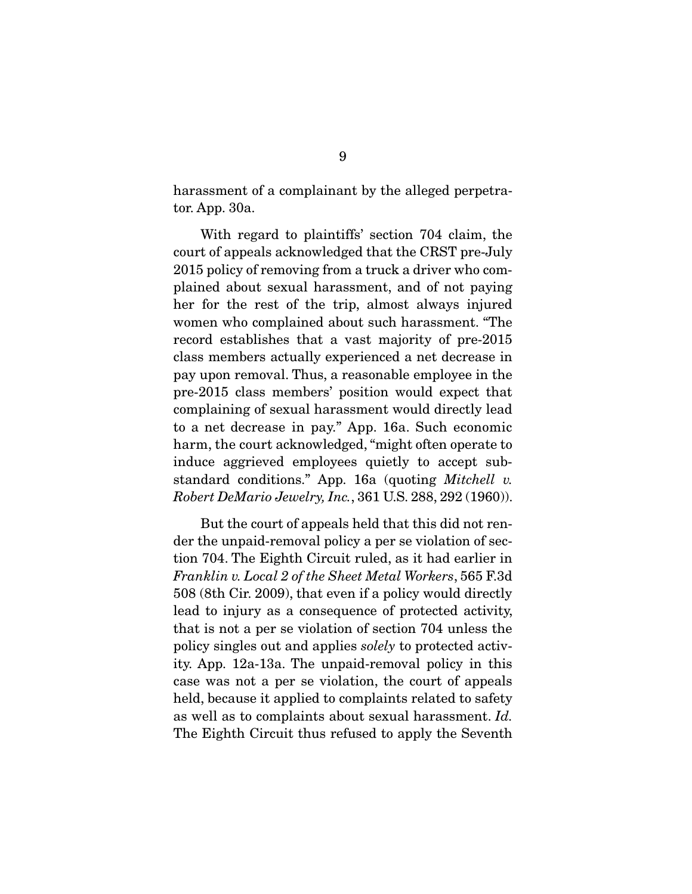harassment of a complainant by the alleged perpetrator. App. 30a.

With regard to plaintiffs' section 704 claim, the court of appeals acknowledged that the CRST pre-July 2015 policy of removing from a truck a driver who complained about sexual harassment, and of not paying her for the rest of the trip, almost always injured women who complained about such harassment. "The record establishes that a vast majority of pre-2015 class members actually experienced a net decrease in pay upon removal. Thus, a reasonable employee in the pre-2015 class members' position would expect that complaining of sexual harassment would directly lead to a net decrease in pay." App. 16a. Such economic harm, the court acknowledged, "might often operate to induce aggrieved employees quietly to accept substandard conditions." App. 16a (quoting *Mitchell v. Robert DeMario Jewelry, Inc.*, 361 U.S. 288, 292 (1960)).

But the court of appeals held that this did not render the unpaid-removal policy a per se violation of section 704. The Eighth Circuit ruled, as it had earlier in *Franklin v. Local 2 of the Sheet Metal Workers*, 565 F.3d 508 (8th Cir. 2009), that even if a policy would directly lead to injury as a consequence of protected activity, that is not a per se violation of section 704 unless the policy singles out and applies *solely* to protected activity. App. 12a-13a. The unpaid-removal policy in this case was not a per se violation, the court of appeals held, because it applied to complaints related to safety as well as to complaints about sexual harassment. *Id.* The Eighth Circuit thus refused to apply the Seventh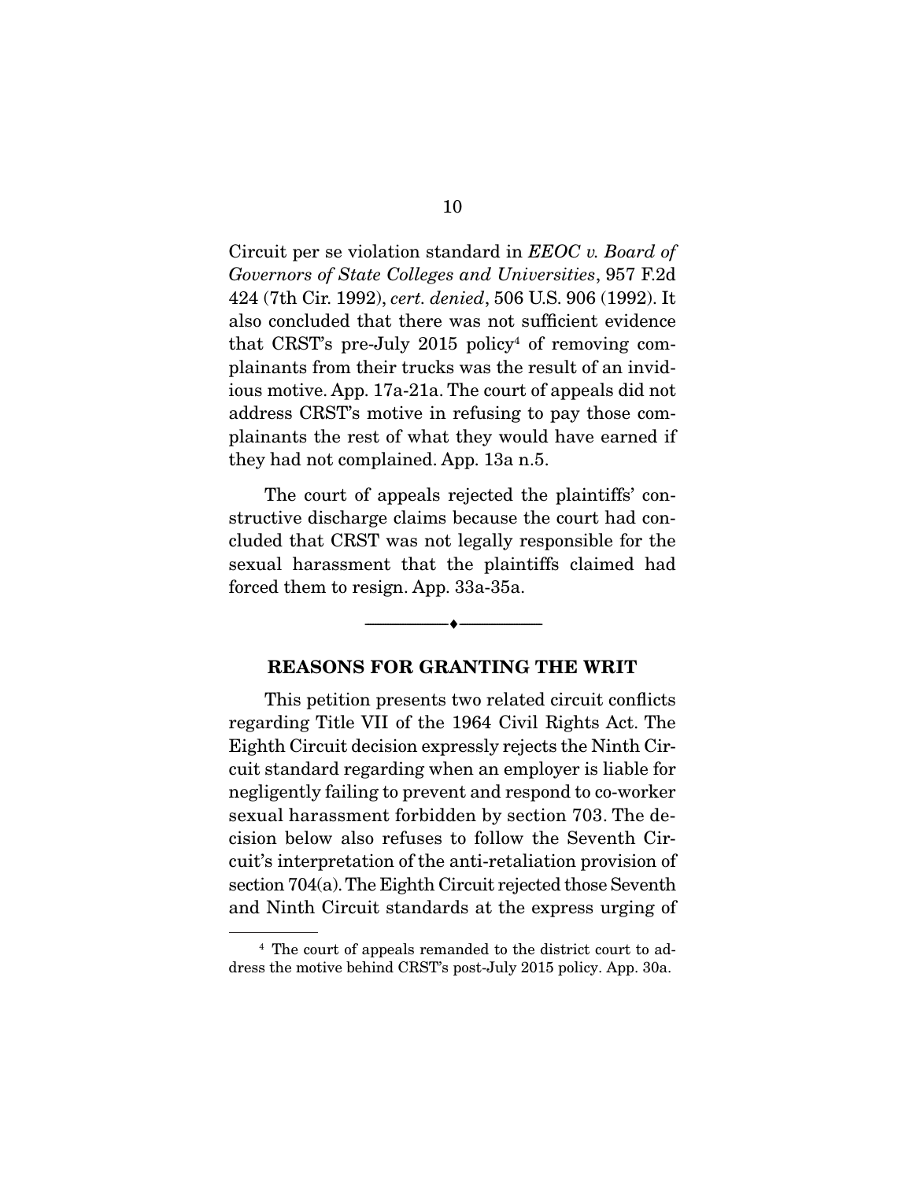Circuit per se violation standard in *EEOC v. Board of Governors of State Colleges and Universities*, 957 F.2d 424 (7th Cir. 1992), *cert. denied*, 506 U.S. 906 (1992). It also concluded that there was not sufficient evidence that CRST's pre-July 2015 policy[4] of removing complainants from their trucks was the result of an invidious motive. App. 17a-21a. The court of appeals did not address CRST's motive in refusing to pay those complainants the rest of what they would have earned if they had not complained. App. 13a n.5.

The court of appeals rejected the plaintiffs' constructive discharge claims because the court had concluded that CRST was not legally responsible for the sexual harassment that the plaintiffs claimed had forced them to resign. App. 33a-35a.

---

## REASONS FOR GRANTING THE WRIT

This petition presents two related circuit conflicts regarding Title VII of the 1964 Civil Rights Act. The Eighth Circuit decision expressly rejects the Ninth Circuit standard regarding when an employer is liable for negligently failing to prevent and respond to co-worker sexual harassment forbidden by section 703. The decision below also refuses to follow the Seventh Circuit's interpretation of the anti-retaliation provision of section 704(a). The Eighth Circuit rejected those Seventh and Ninth Circuit standards at the express urging of

[4] The court of appeals remanded to the district court to address the motive behind CRST's post-July 2015 policy. App. 30a.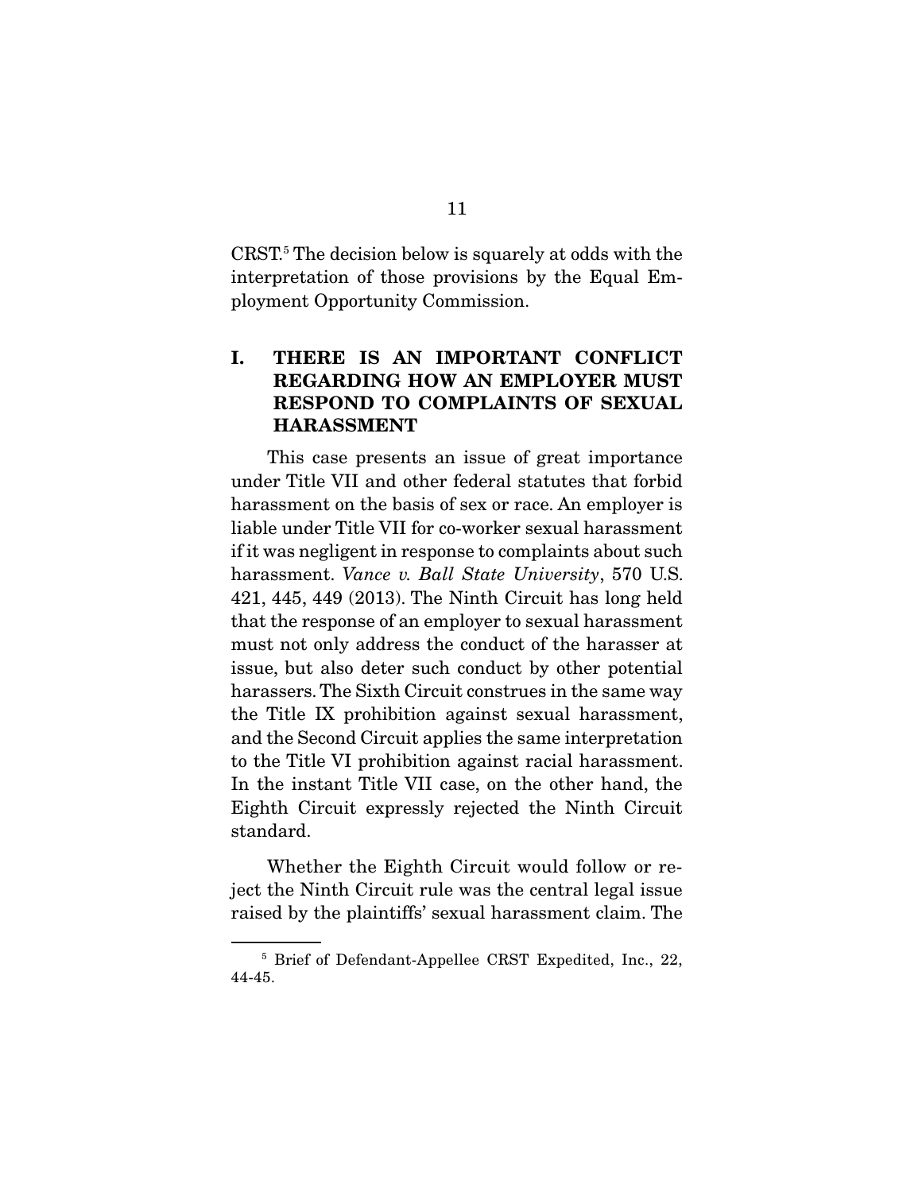CRST.[5] The decision below is squarely at odds with the interpretation of those provisions by the Equal Employment Opportunity Commission.

## I. THERE IS AN IMPORTANT CONFLICT REGARDING HOW AN EMPLOYER MUST RESPOND TO COMPLAINTS OF SEXUAL HARASSMENT

This case presents an issue of great importance under Title VII and other federal statutes that forbid harassment on the basis of sex or race. An employer is liable under Title VII for co-worker sexual harassment if it was negligent in response to complaints about such harassment. *Vance v. Ball State University*, 570 U.S. 421, 445, 449 (2013). The Ninth Circuit has long held that the response of an employer to sexual harassment must not only address the conduct of the harasser at issue, but also deter such conduct by other potential harassers. The Sixth Circuit construes in the same way the Title IX prohibition against sexual harassment, and the Second Circuit applies the same interpretation to the Title VI prohibition against racial harassment. In the instant Title VII case, on the other hand, the Eighth Circuit expressly rejected the Ninth Circuit standard.

Whether the Eighth Circuit would follow or reject the Ninth Circuit rule was the central legal issue raised by the plaintiffs' sexual harassment claim. The

---

[5] Brief of Defendant-Appellee CRST Expedited, Inc., 22, 44-45.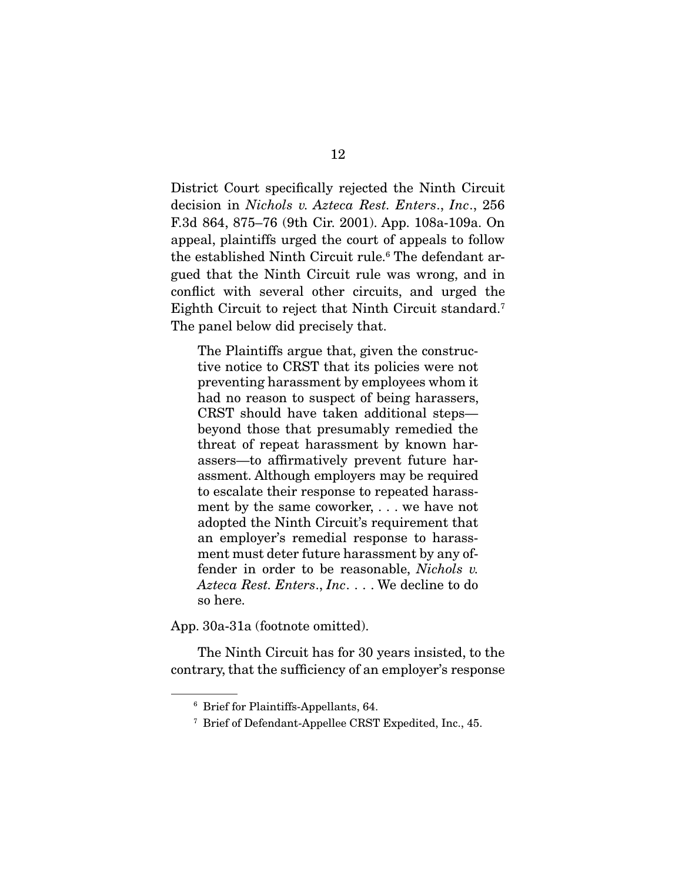District Court specifically rejected the Ninth Circuit decision in *Nichols v. Azteca Rest. Enters., Inc.*, 256 F.3d 864, 875–76 (9th Cir. 2001). App. 108a-109a. On appeal, plaintiffs urged the court of appeals to follow the established Ninth Circuit rule.[6] The defendant argued that the Ninth Circuit rule was wrong, and in conflict with several other circuits, and urged the Eighth Circuit to reject that Ninth Circuit standard.[7] The panel below did precisely that.

> The Plaintiffs argue that, given the constructive notice to CRST that its policies were not preventing harassment by employees whom it had no reason to suspect of being harassers, CRST should have taken additional steps—beyond those that presumably remedied the threat of repeat harassment by known harassers—to affirmatively prevent future harassment. Although employers may be required to escalate their response to repeated harassment by the same coworker, . . . we have not adopted the Ninth Circuit's requirement that an employer's remedial response to harassment must deter future harassment by any offender in order to be reasonable, *Nichols v. Azteca Rest. Enters., Inc.* . . . We decline to do so here.

App. 30a-31a (footnote omitted).

The Ninth Circuit has for 30 years insisted, to the contrary, that the sufficiency of an employer's response

---

[6] Brief for Plaintiffs-Appellants, 64.

[7] Brief of Defendant-Appellee CRST Expedited, Inc., 45.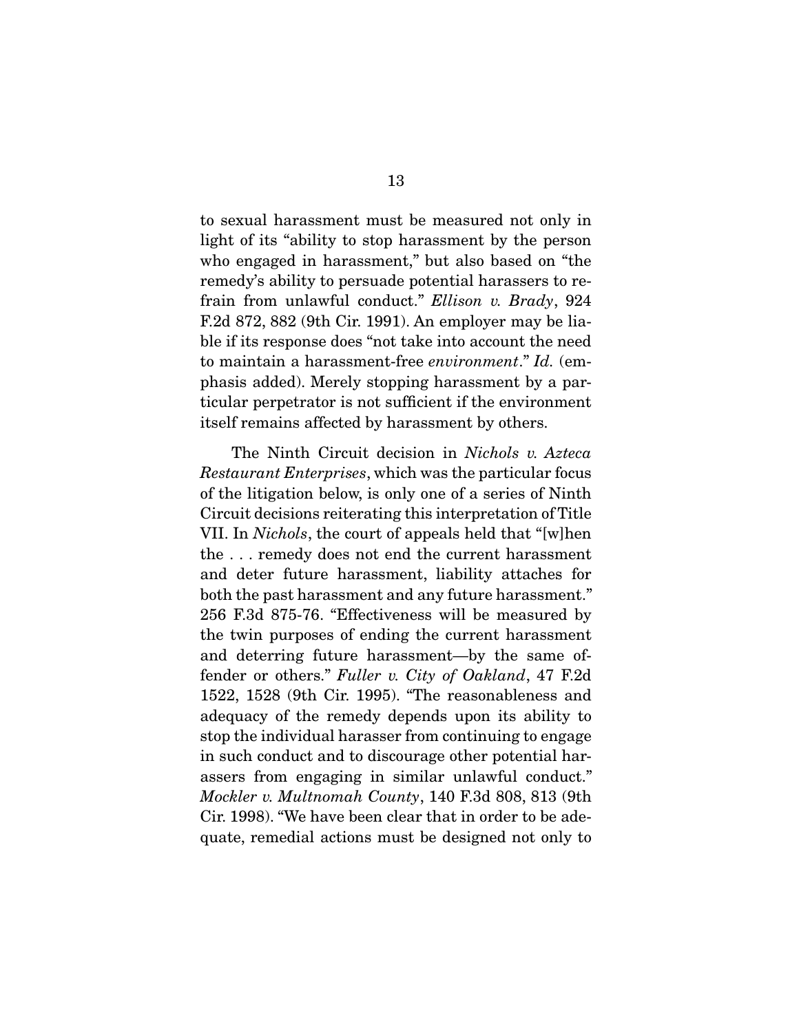to sexual harassment must be measured not only in light of its "ability to stop harassment by the person who engaged in harassment," but also based on "the remedy's ability to persuade potential harassers to refrain from unlawful conduct." *Ellison v. Brady*, 924 F.2d 872, 882 (9th Cir. 1991). An employer may be liable if its response does "not take into account the need to maintain a harassment-free *environment*." *Id.* (emphasis added). Merely stopping harassment by a particular perpetrator is not sufficient if the environment itself remains affected by harassment by others.

The Ninth Circuit decision in *Nichols v. Azteca Restaurant Enterprises*, which was the particular focus of the litigation below, is only one of a series of Ninth Circuit decisions reiterating this interpretation of Title VII. In *Nichols*, the court of appeals held that "[w]hen the . . . remedy does not end the current harassment and deter future harassment, liability attaches for both the past harassment and any future harassment." 256 F.3d 875-76. "Effectiveness will be measured by the twin purposes of ending the current harassment and deterring future harassment—by the same offender or others." *Fuller v. City of Oakland*, 47 F.2d 1522, 1528 (9th Cir. 1995). "The reasonableness and adequacy of the remedy depends upon its ability to stop the individual harasser from continuing to engage in such conduct and to discourage other potential harassers from engaging in similar unlawful conduct." *Mockler v. Multnomah County*, 140 F.3d 808, 813 (9th Cir. 1998). "We have been clear that in order to be adequate, remedial actions must be designed not only to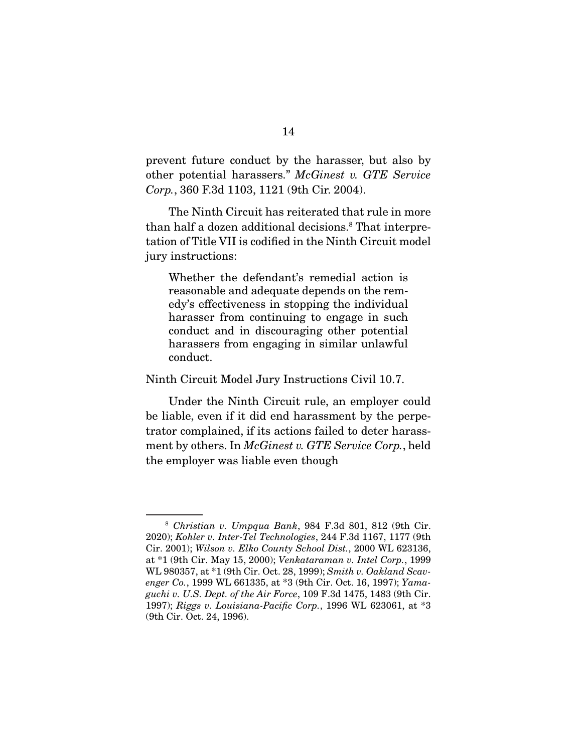prevent future conduct by the harasser, but also by other potential harassers." *McGinest v. GTE Service Corp.*, 360 F.3d 1103, 1121 (9th Cir. 2004).

The Ninth Circuit has reiterated that rule in more than half a dozen additional decisions.[8] That interpretation of Title VII is codified in the Ninth Circuit model jury instructions:

> Whether the defendant's remedial action is reasonable and adequate depends on the remedy's effectiveness in stopping the individual harasser from continuing to engage in such conduct and in discouraging other potential harassers from engaging in similar unlawful conduct.

Ninth Circuit Model Jury Instructions Civil 10.7.

Under the Ninth Circuit rule, an employer could be liable, even if it did end harassment by the perpetrator complained, if its actions failed to deter harassment by others. In *McGinest v. GTE Service Corp.*, held the employer was liable even though

---

[8] *Christian v. Umpqua Bank*, 984 F.3d 801, 812 (9th Cir. 2020); *Kohler v. Inter-Tel Technologies*, 244 F.3d 1167, 1177 (9th Cir. 2001); *Wilson v. Elko County School Dist.*, 2000 WL 623136, at *1 (9th Cir. May 15, 2000); *Venkataraman v. Intel Corp.*, 1999 WL 980357, at *1 (9th Cir. Oct. 28, 1999); *Smith v. Oakland Scavenger Co.*, 1999 WL 661335, at *3 (9th Cir. Oct. 16, 1997); *Yamaguchi v. U.S. Dept. of the Air Force*, 109 F.3d 1475, 1483 (9th Cir. 1997); *Riggs v. Louisiana-Pacific Corp.*, 1996 WL 623061, at *3 (9th Cir. Oct. 24, 1996).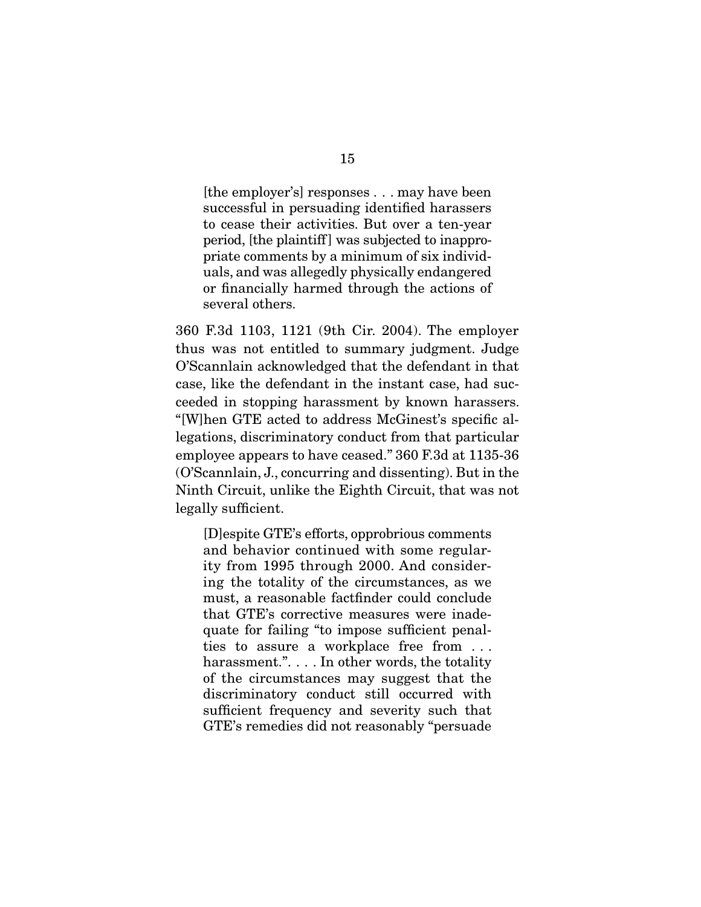> [the employer's] responses . . . may have been successful in persuading identified harassers to cease their activities. But over a ten-year period, [the plaintiff] was subjected to inappropriate comments by a minimum of six individuals, and was allegedly physically endangered or financially harmed through the actions of several others.

360 F.3d 1103, 1121 (9th Cir. 2004). The employer thus was not entitled to summary judgment. Judge O'Scannlain acknowledged that the defendant in that case, like the defendant in the instant case, had succeeded in stopping harassment by known harassers. "[W]hen GTE acted to address McGinest's specific allegations, discriminatory conduct from that particular employee appears to have ceased." 360 F.3d at 1135-36 (O'Scannlain, J., concurring and dissenting). But in the Ninth Circuit, unlike the Eighth Circuit, that was not legally sufficient.

> [D]espite GTE's efforts, opprobrious comments and behavior continued with some regularity from 1995 through 2000. And considering the totality of the circumstances, as we must, a reasonable factfinder could conclude that GTE's corrective measures were inadequate for failing "to impose sufficient penalties to assure a workplace free from . . . harassment.". . . . In other words, the totality of the circumstances may suggest that the discriminatory conduct still occurred with sufficient frequency and severity such that GTE's remedies did not reasonably "persuade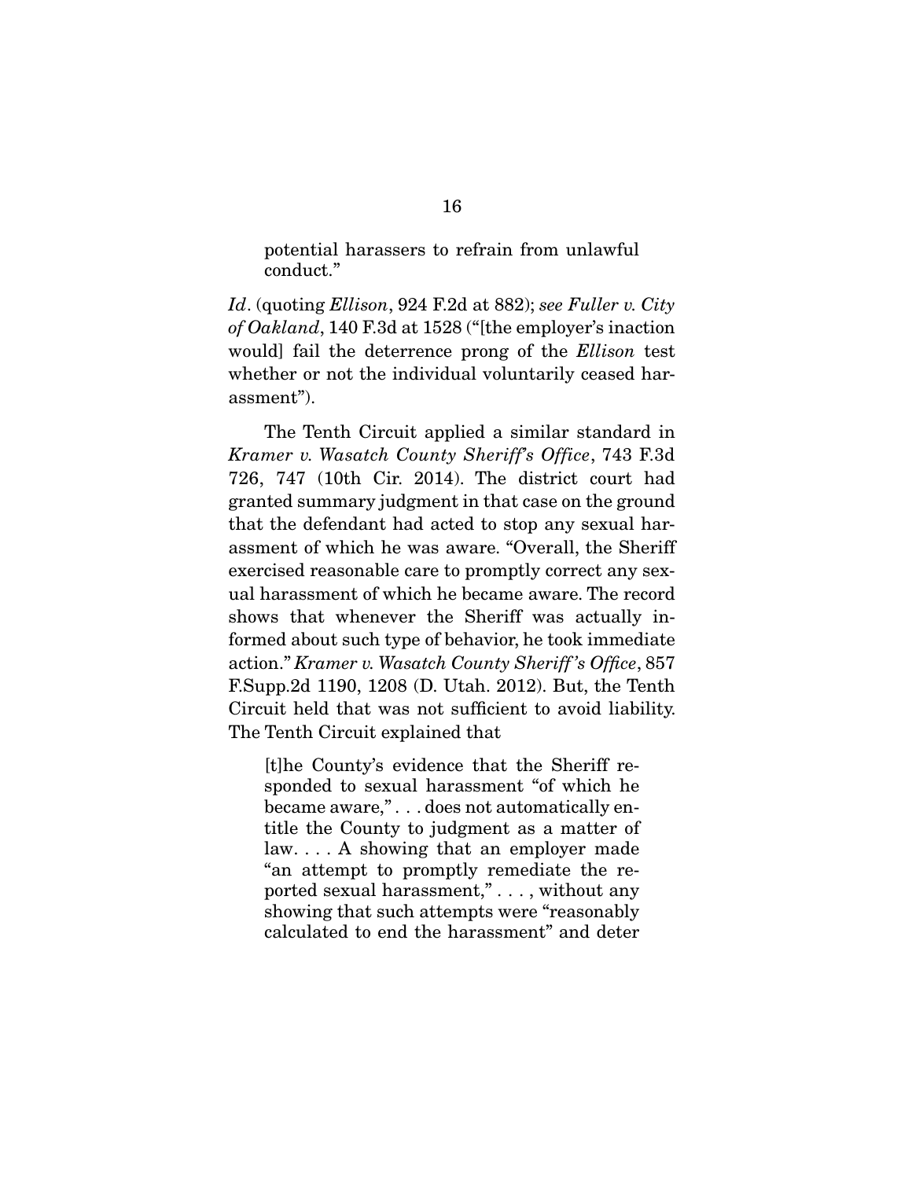> potential harassers to refrain from unlawful conduct."

*Id*. (quoting *Ellison*, 924 F.2d at 882); *see Fuller v. City of Oakland*, 140 F.3d at 1528 ("[the employer's inaction would] fail the deterrence prong of the *Ellison* test whether or not the individual voluntarily ceased harassment").

The Tenth Circuit applied a similar standard in *Kramer v. Wasatch County Sheriff's Office*, 743 F.3d 726, 747 (10th Cir. 2014). The district court had granted summary judgment in that case on the ground that the defendant had acted to stop any sexual harassment of which he was aware. "Overall, the Sheriff exercised reasonable care to promptly correct any sexual harassment of which he became aware. The record shows that whenever the Sheriff was actually informed about such type of behavior, he took immediate action." *Kramer v. Wasatch County Sheriff's Office*, 857 F.Supp.2d 1190, 1208 (D. Utah. 2012). But, the Tenth Circuit held that was not sufficient to avoid liability. The Tenth Circuit explained that

> [t]he County's evidence that the Sheriff responded to sexual harassment "of which he became aware," . . . does not automatically entitle the County to judgment as a matter of law. . . . A showing that an employer made "an attempt to promptly remediate the reported sexual harassment," . . . , without any showing that such attempts were "reasonably calculated to end the harassment" and deter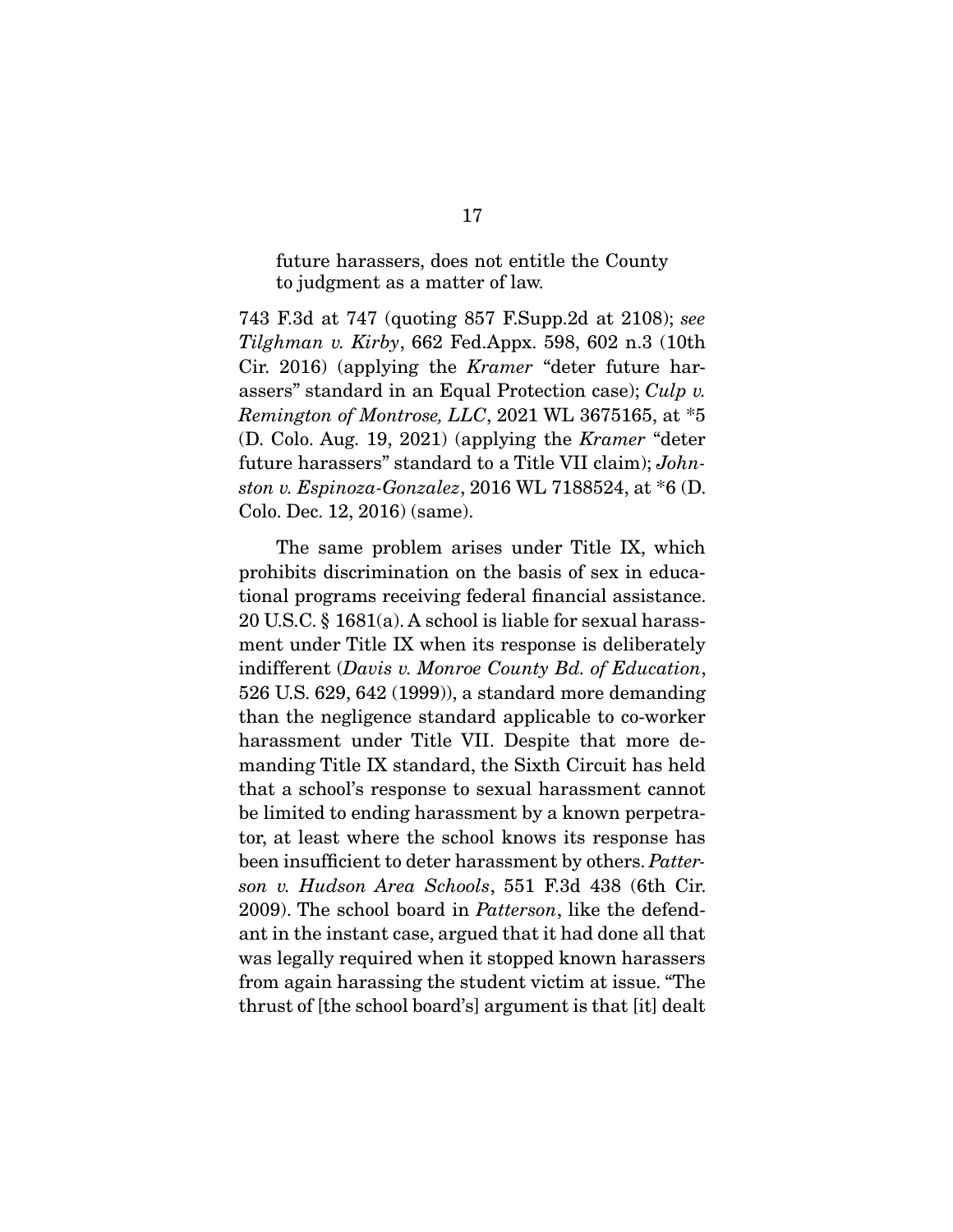future harassers, does not entitle the County to judgment as a matter of law.

743 F.3d at 747 (quoting 857 F.Supp.2d at 2108); *see Tilghman v. Kirby*, 662 Fed.Appx. 598, 602 n.3 (10th Cir. 2016) (applying the *Kramer* "deter future harassers" standard in an Equal Protection case); *Culp v. Remington of Montrose, LLC*, 2021 WL 3675165, at *5 (D. Colo. Aug. 19, 2021) (applying the *Kramer* "deter future harassers" standard to a Title VII claim); *Johnston v. Espinoza-Gonzalez*, 2016 WL 7188524, at *6 (D. Colo. Dec. 12, 2016) (same).

The same problem arises under Title IX, which prohibits discrimination on the basis of sex in educational programs receiving federal financial assistance. 20 U.S.C. § 1681(a). A school is liable for sexual harassment under Title IX when its response is deliberately indifferent (*Davis v. Monroe County Bd. of Education*, 526 U.S. 629, 642 (1999)), a standard more demanding than the negligence standard applicable to co-worker harassment under Title VII. Despite that more demanding Title IX standard, the Sixth Circuit has held that a school's response to sexual harassment cannot be limited to ending harassment by a known perpetrator, at least where the school knows its response has been insufficient to deter harassment by others. *Patterson v. Hudson Area Schools*, 551 F.3d 438 (6th Cir. 2009). The school board in *Patterson*, like the defendant in the instant case, argued that it had done all that was legally required when it stopped known harassers from again harassing the student victim at issue. "The thrust of [the school board's] argument is that [it] dealt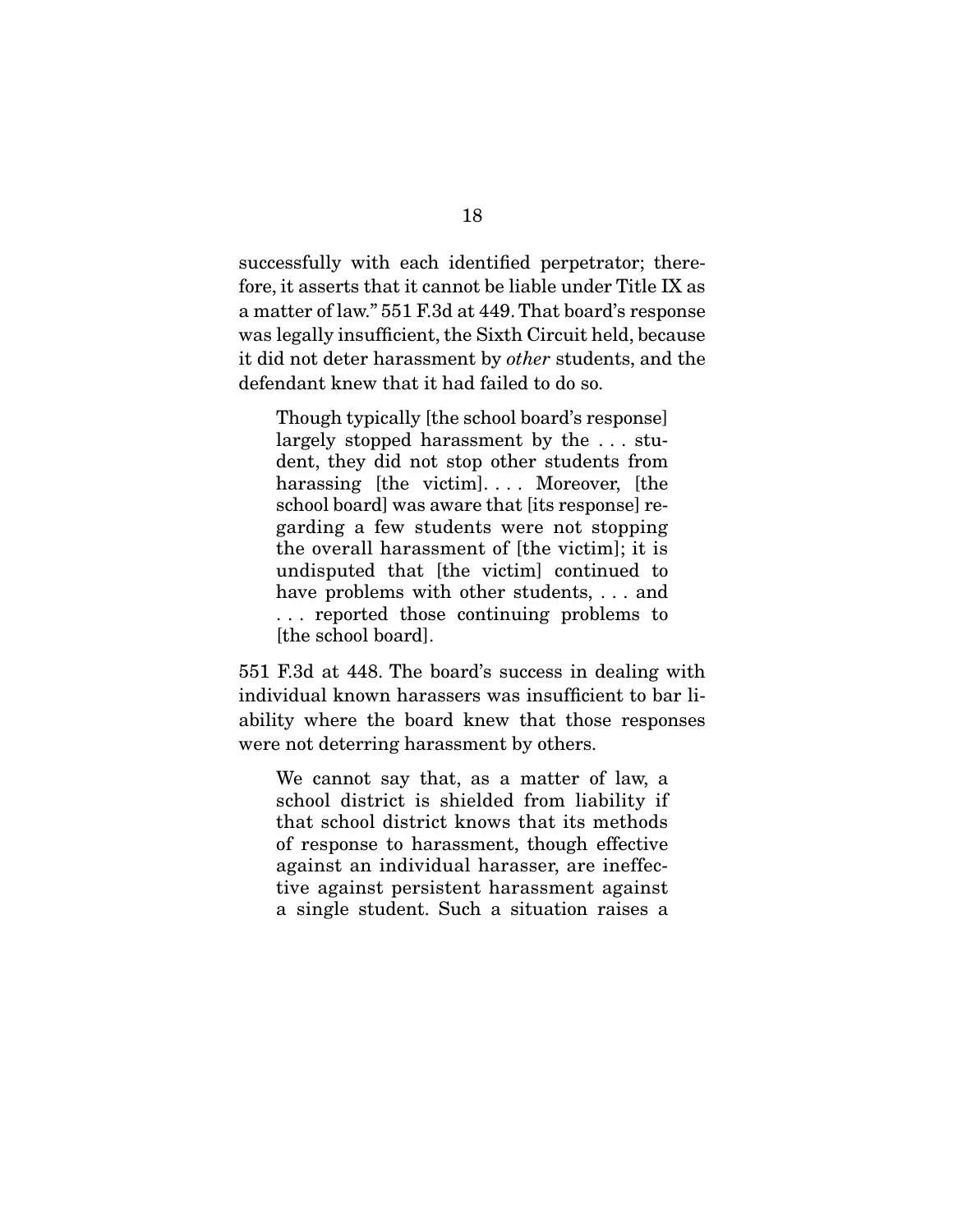successfully with each identified perpetrator; therefore, it asserts that it cannot be liable under Title IX as a matter of law." 551 F.3d at 449. That board's response was legally insufficient, the Sixth Circuit held, because it did not deter harassment by *other* students, and the defendant knew that it had failed to do so.

> Though typically [the school board's response] largely stopped harassment by the . . . student, they did not stop other students from harassing [the victim]. . . . Moreover, [the school board] was aware that [its response] regarding a few students were not stopping the overall harassment of [the victim]; it is undisputed that [the victim] continued to have problems with other students, . . . and . . . reported those continuing problems to [the school board].

551 F.3d at 448. The board's success in dealing with individual known harassers was insufficient to bar liability where the board knew that those responses were not deterring harassment by others.

> We cannot say that, as a matter of law, a school district is shielded from liability if that school district knows that its methods of response to harassment, though effective against an individual harasser, are ineffective against persistent harassment against a single student. Such a situation raises a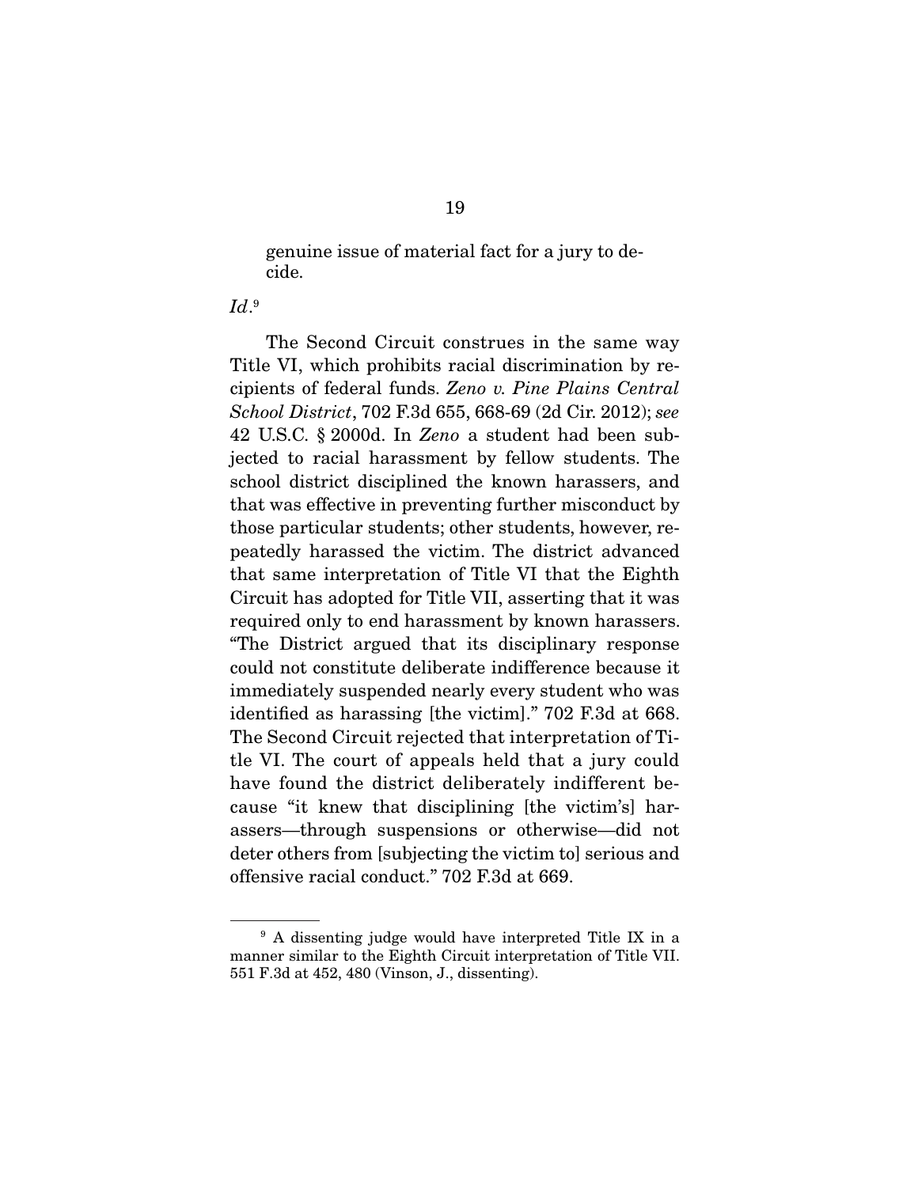genuine issue of material fact for a jury to decide.

*Id*.[9]

The Second Circuit construes in the same way Title VI, which prohibits racial discrimination by recipients of federal funds. *Zeno v. Pine Plains Central School District*, 702 F.3d 655, 668-69 (2d Cir. 2012); *see* 42 U.S.C. § 2000d. In *Zeno* a student had been subjected to racial harassment by fellow students. The school district disciplined the known harassers, and that was effective in preventing further misconduct by those particular students; other students, however, repeatedly harassed the victim. The district advanced that same interpretation of Title VI that the Eighth Circuit has adopted for Title VII, asserting that it was required only to end harassment by known harassers. "The District argued that its disciplinary response could not constitute deliberate indifference because it immediately suspended nearly every student who was identified as harassing [the victim]." 702 F.3d at 668. The Second Circuit rejected that interpretation of Title VI. The court of appeals held that a jury could have found the district deliberately indifferent because "it knew that disciplining [the victim's] harassers—through suspensions or otherwise—did not deter others from [subjecting the victim to] serious and offensive racial conduct." 702 F.3d at 669.

[9] A dissenting judge would have interpreted Title IX in a manner similar to the Eighth Circuit interpretation of Title VII. 551 F.3d at 452, 480 (Vinson, J., dissenting).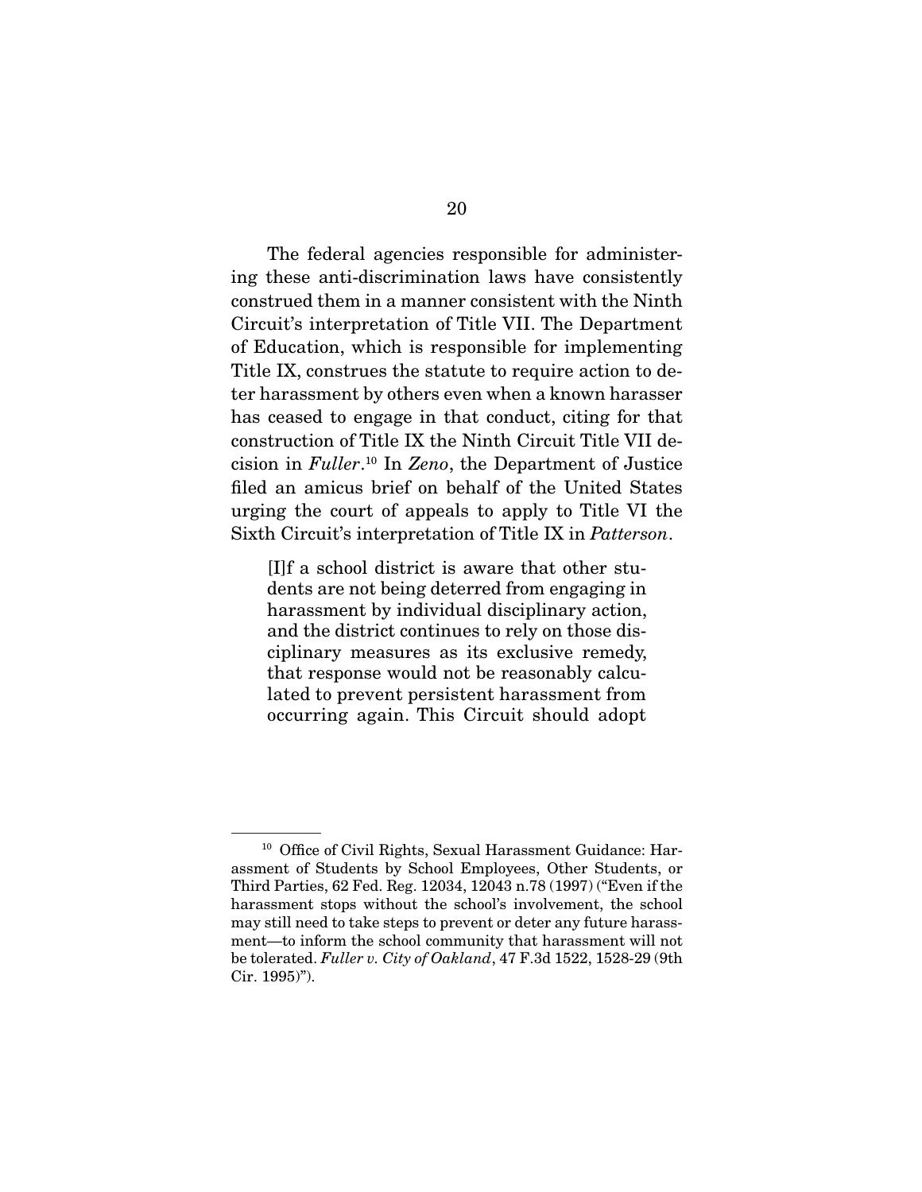The federal agencies responsible for administering these anti-discrimination laws have consistently construed them in a manner consistent with the Ninth Circuit's interpretation of Title VII. The Department of Education, which is responsible for implementing Title IX, construes the statute to require action to deter harassment by others even when a known harasser has ceased to engage in that conduct, citing for that construction of Title IX the Ninth Circuit Title VII decision in *Fuller*.[10] In *Zeno*, the Department of Justice filed an amicus brief on behalf of the United States urging the court of appeals to apply to Title VI the Sixth Circuit's interpretation of Title IX in *Patterson*.

> [I]f a school district is aware that other students are not being deterred from engaging in harassment by individual disciplinary action, and the district continues to rely on those disciplinary measures as its exclusive remedy, that response would not be reasonably calculated to prevent persistent harassment from occurring again. This Circuit should adopt

---

[10] Office of Civil Rights, Sexual Harassment Guidance: Harassment of Students by School Employees, Other Students, or Third Parties, 62 Fed. Reg. 12034, 12043 n.78 (1997) ("Even if the harassment stops without the school's involvement, the school may still need to take steps to prevent or deter any future harassment—to inform the school community that harassment will not be tolerated. *Fuller v. City of Oakland*, 47 F.3d 1522, 1528-29 (9th Cir. 1995)").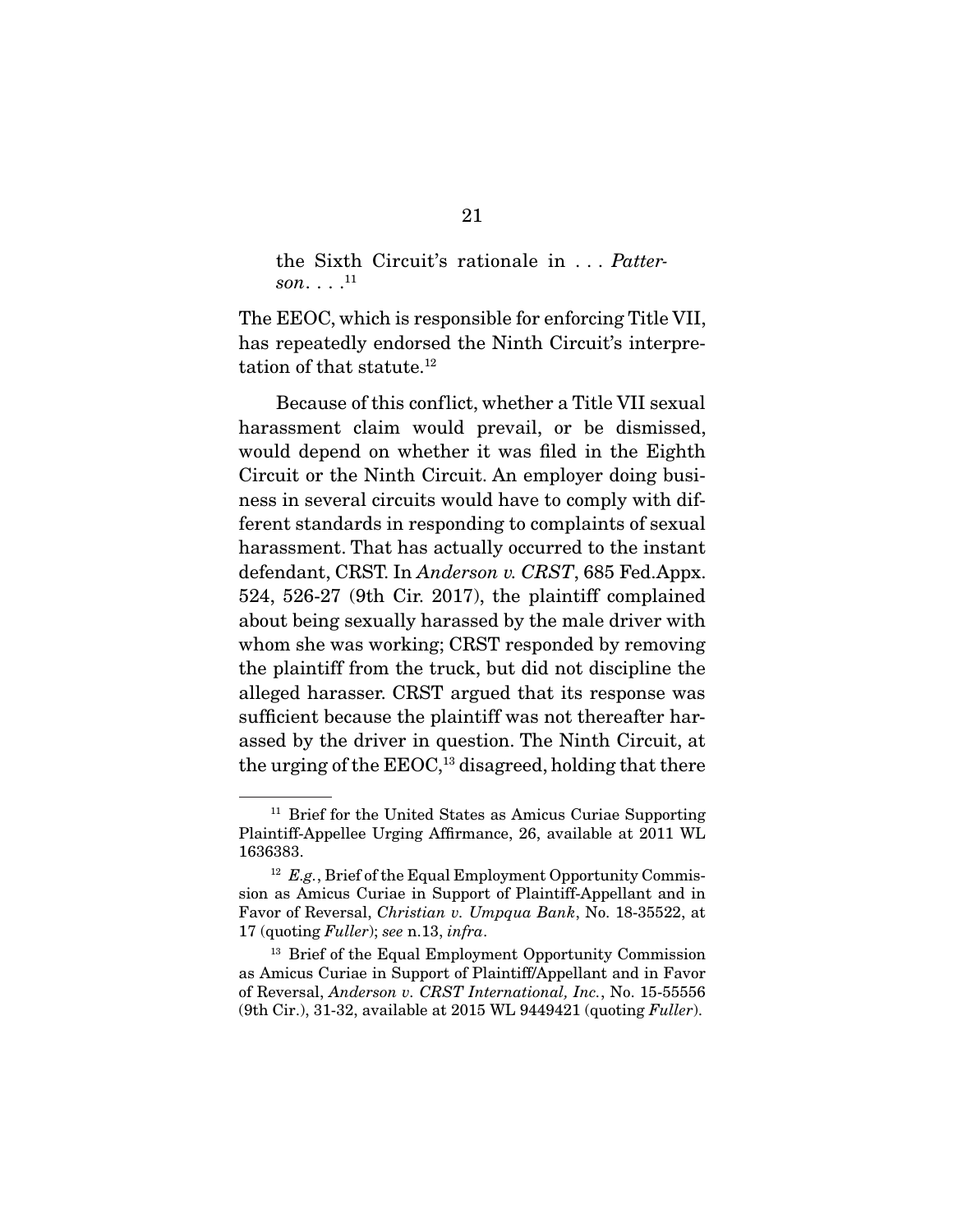> the Sixth Circuit's rationale in . . . *Patterson*. . . .[11]

The EEOC, which is responsible for enforcing Title VII, has repeatedly endorsed the Ninth Circuit's interpretation of that statute.[12]

Because of this conflict, whether a Title VII sexual harassment claim would prevail, or be dismissed, would depend on whether it was filed in the Eighth Circuit or the Ninth Circuit. An employer doing business in several circuits would have to comply with different standards in responding to complaints of sexual harassment. That has actually occurred to the instant defendant, CRST. In *Anderson v. CRST*, 685 Fed.Appx. 524, 526-27 (9th Cir. 2017), the plaintiff complained about being sexually harassed by the male driver with whom she was working; CRST responded by removing the plaintiff from the truck, but did not discipline the alleged harasser. CRST argued that its response was sufficient because the plaintiff was not thereafter harassed by the driver in question. The Ninth Circuit, at the urging of the EEOC,[13] disagreed, holding that there

---

[11] Brief for the United States as Amicus Curiae Supporting Plaintiff-Appellee Urging Affirmance, 26, available at 2011 WL 1636383.

[12] *E.g.*, Brief of the Equal Employment Opportunity Commission as Amicus Curiae in Support of Plaintiff-Appellant and in Favor of Reversal, *Christian v. Umpqua Bank*, No. 18-35522, at 17 (quoting *Fuller*); *see* n.13, *infra*.

[13] Brief of the Equal Employment Opportunity Commission as Amicus Curiae in Support of Plaintiff/Appellant and in Favor of Reversal, *Anderson v. CRST International, Inc.*, No. 15-55556 (9th Cir.), 31-32, available at 2015 WL 9449421 (quoting *Fuller*).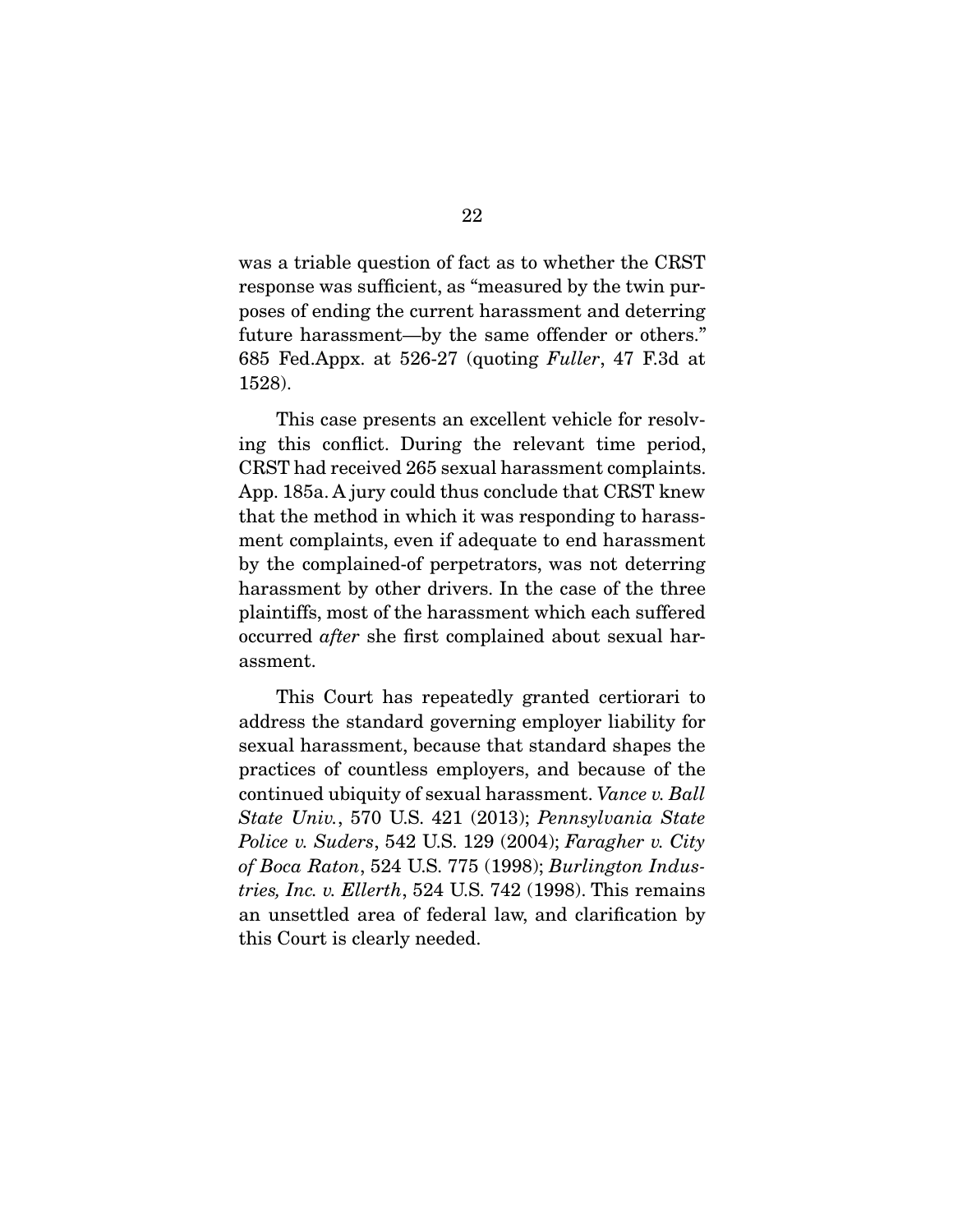was a triable question of fact as to whether the CRST response was sufficient, as "measured by the twin purposes of ending the current harassment and deterring future harassment—by the same offender or others." 685 Fed.Appx. at 526-27 (quoting *Fuller*, 47 F.3d at 1528).

This case presents an excellent vehicle for resolving this conflict. During the relevant time period, CRST had received 265 sexual harassment complaints. App. 185a. A jury could thus conclude that CRST knew that the method in which it was responding to harassment complaints, even if adequate to end harassment by the complained-of perpetrators, was not deterring harassment by other drivers. In the case of the three plaintiffs, most of the harassment which each suffered occurred *after* she first complained about sexual harassment.

This Court has repeatedly granted certiorari to address the standard governing employer liability for sexual harassment, because that standard shapes the practices of countless employers, and because of the continued ubiquity of sexual harassment. *Vance v. Ball State Univ.*, 570 U.S. 421 (2013); *Pennsylvania State Police v. Suders*, 542 U.S. 129 (2004); *Faragher v. City of Boca Raton*, 524 U.S. 775 (1998); *Burlington Industries, Inc. v. Ellerth*, 524 U.S. 742 (1998). This remains an unsettled area of federal law, and clarification by this Court is clearly needed.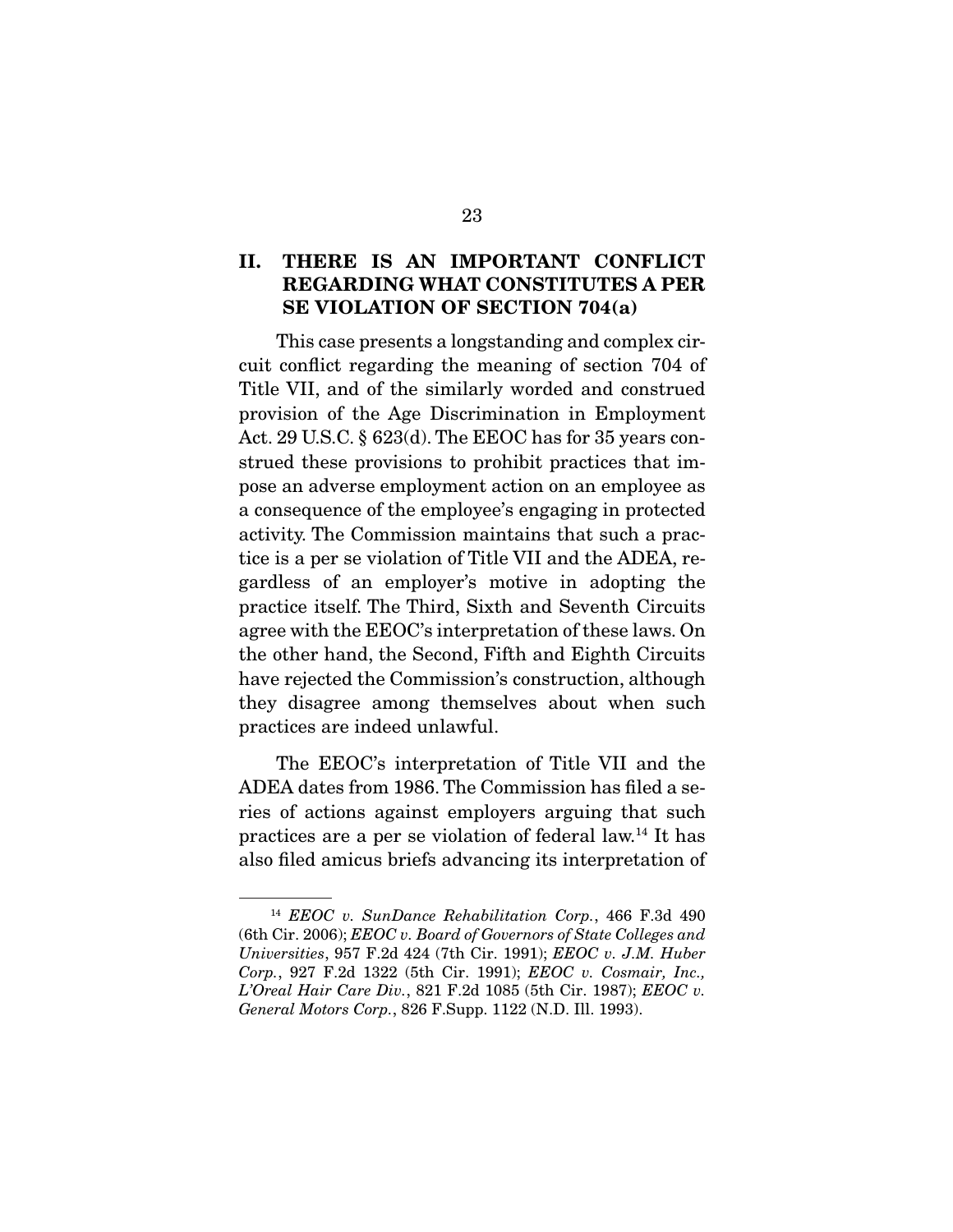## II. THERE IS AN IMPORTANT CONFLICT REGARDING WHAT CONSTITUTES A PER SE VIOLATION OF SECTION 704(a)

This case presents a longstanding and complex circuit conflict regarding the meaning of section 704 of Title VII, and of the similarly worded and construed provision of the Age Discrimination in Employment Act. 29 U.S.C. § 623(d). The EEOC has for 35 years construed these provisions to prohibit practices that impose an adverse employment action on an employee as a consequence of the employee's engaging in protected activity. The Commission maintains that such a practice is a per se violation of Title VII and the ADEA, regardless of an employer's motive in adopting the practice itself. The Third, Sixth and Seventh Circuits agree with the EEOC's interpretation of these laws. On the other hand, the Second, Fifth and Eighth Circuits have rejected the Commission's construction, although they disagree among themselves about when such practices are indeed unlawful.

The EEOC's interpretation of Title VII and the ADEA dates from 1986. The Commission has filed a series of actions against employers arguing that such practices are a per se violation of federal law.[14] It has also filed amicus briefs advancing its interpretation of

---

[14] *EEOC v. SunDance Rehabilitation Corp.*, 466 F.3d 490 (6th Cir. 2006); *EEOC v. Board of Governors of State Colleges and Universities*, 957 F.2d 424 (7th Cir. 1991); *EEOC v. J.M. Huber Corp.*, 927 F.2d 1322 (5th Cir. 1991); *EEOC v. Cosmair, Inc., L'Oreal Hair Care Div.*, 821 F.2d 1085 (5th Cir. 1987); *EEOC v. General Motors Corp.*, 826 F.Supp. 1122 (N.D. Ill. 1993).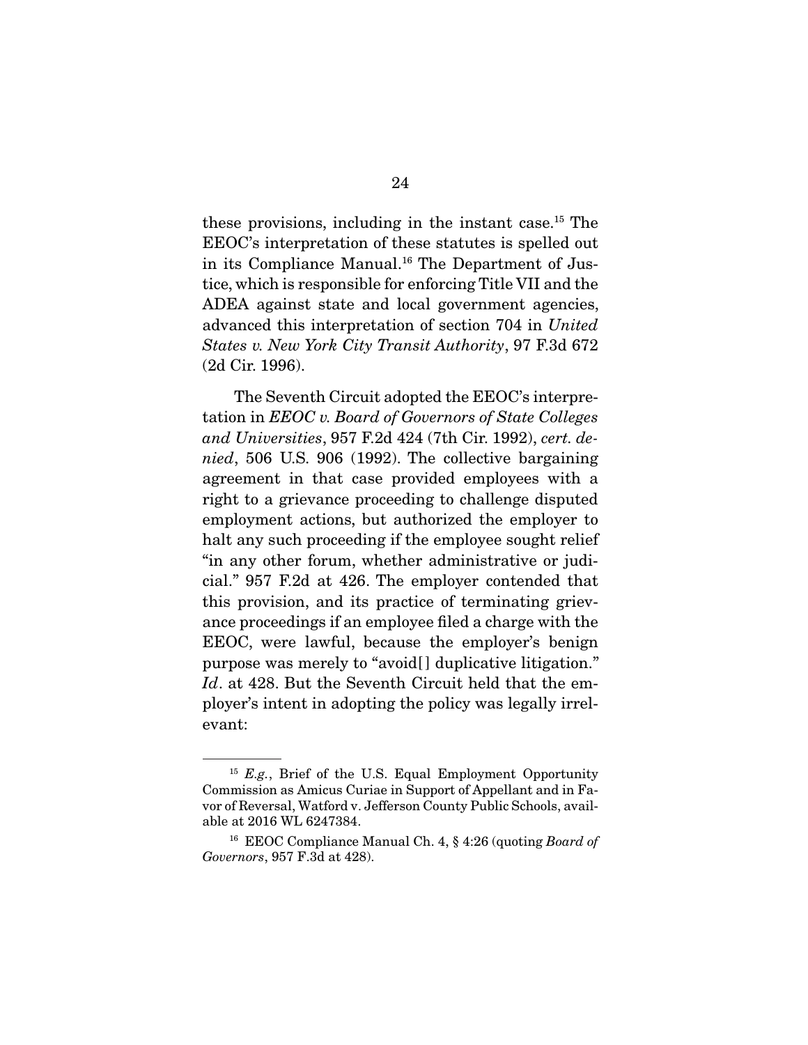these provisions, including in the instant case.[15] The EEOC's interpretation of these statutes is spelled out in its Compliance Manual.[16] The Department of Justice, which is responsible for enforcing Title VII and the ADEA against state and local government agencies, advanced this interpretation of section 704 in *United States v. New York City Transit Authority*, 97 F.3d 672 (2d Cir. 1996).

The Seventh Circuit adopted the EEOC's interpretation in *EEOC v. Board of Governors of State Colleges and Universities*, 957 F.2d 424 (7th Cir. 1992), *cert. denied*, 506 U.S. 906 (1992). The collective bargaining agreement in that case provided employees with a right to a grievance proceeding to challenge disputed employment actions, but authorized the employer to halt any such proceeding if the employee sought relief "in any other forum, whether administrative or judicial." 957 F.2d at 426. The employer contended that this provision, and its practice of terminating grievance proceedings if an employee filed a charge with the EEOC, were lawful, because the employer's benign purpose was merely to "avoid[] duplicative litigation." *Id*. at 428. But the Seventh Circuit held that the employer's intent in adopting the policy was legally irrelevant:

---

[15] *E.g.*, Brief of the U.S. Equal Employment Opportunity Commission as Amicus Curiae in Support of Appellant and in Favor of Reversal, Watford v. Jefferson County Public Schools, available at 2016 WL 6247384.

[16] EEOC Compliance Manual Ch. 4, § 4:26 (quoting *Board of Governors*, 957 F.3d at 428).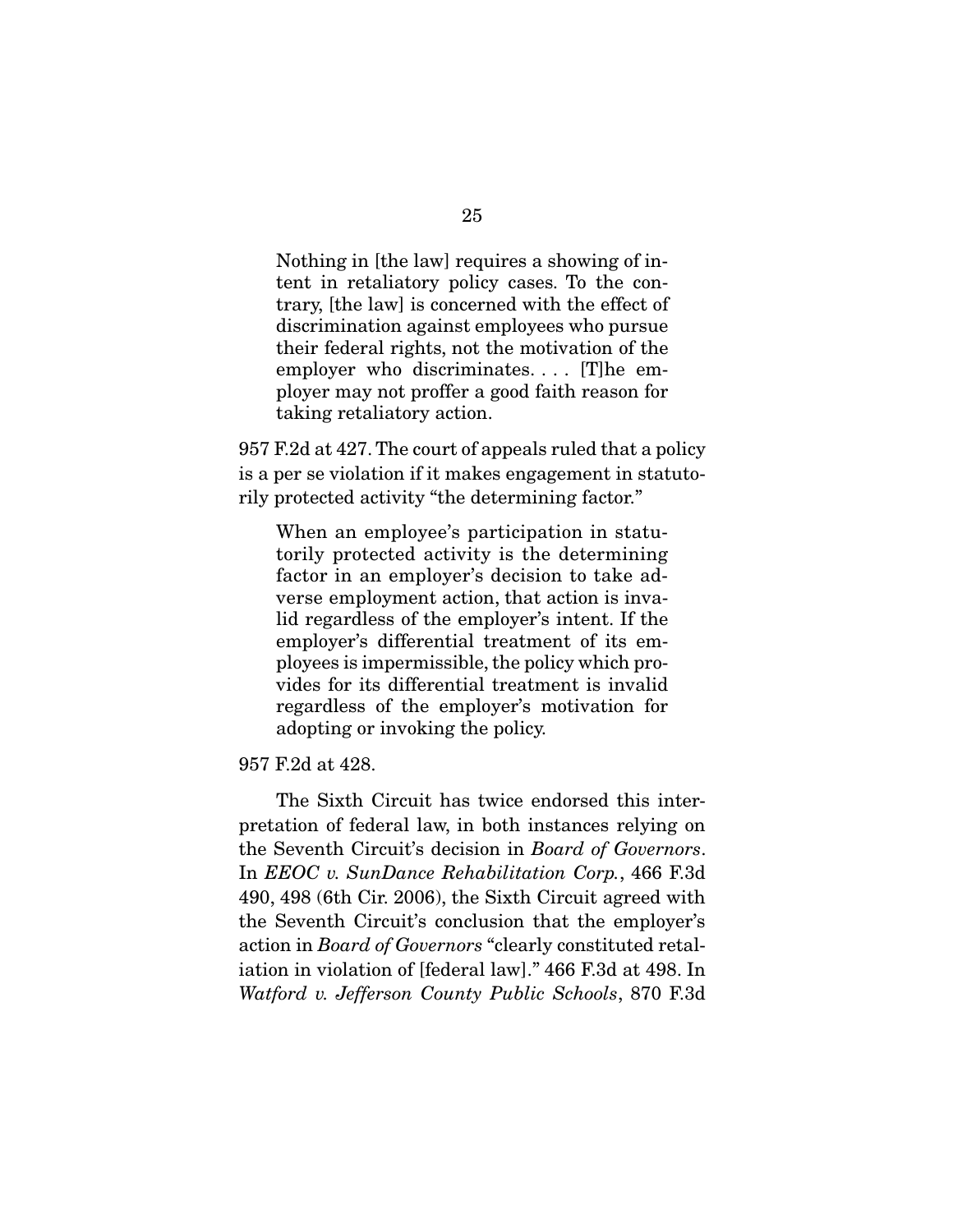> Nothing in [the law] requires a showing of intent in retaliatory policy cases. To the contrary, [the law] is concerned with the effect of discrimination against employees who pursue their federal rights, not the motivation of the employer who discriminates. . . . [T]he employer may not proffer a good faith reason for taking retaliatory action.

957 F.2d at 427. The court of appeals ruled that a policy is a per se violation if it makes engagement in statutorily protected activity "the determining factor."

> When an employee's participation in statutorily protected activity is the determining factor in an employer's decision to take adverse employment action, that action is invalid regardless of the employer's intent. If the employer's differential treatment of its employees is impermissible, the policy which provides for its differential treatment is invalid regardless of the employer's motivation for adopting or invoking the policy.

957 F.2d at 428.

The Sixth Circuit has twice endorsed this interpretation of federal law, in both instances relying on the Seventh Circuit's decision in *Board of Governors*. In *EEOC v. SunDance Rehabilitation Corp.*, 466 F.3d 490, 498 (6th Cir. 2006), the Sixth Circuit agreed with the Seventh Circuit's conclusion that the employer's action in *Board of Governors* "clearly constituted retaliation in violation of [federal law]." 466 F.3d at 498. In *Watford v. Jefferson County Public Schools*, 870 F.3d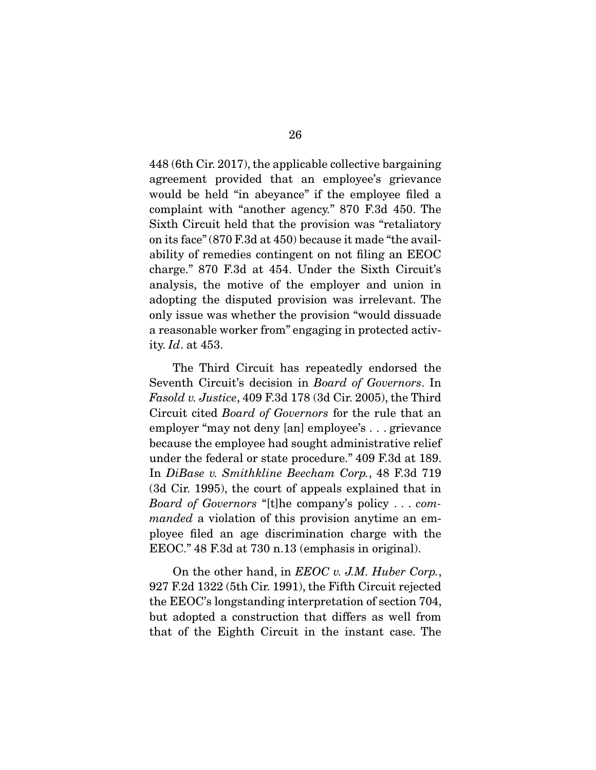448 (6th Cir. 2017), the applicable collective bargaining agreement provided that an employee's grievance would be held "in abeyance" if the employee filed a complaint with "another agency." 870 F.3d 450. The Sixth Circuit held that the provision was "retaliatory on its face" (870 F.3d at 450) because it made "the availability of remedies contingent on not filing an EEOC charge." 870 F.3d at 454. Under the Sixth Circuit's analysis, the motive of the employer and union in adopting the disputed provision was irrelevant. The only issue was whether the provision "would dissuade a reasonable worker from" engaging in protected activity. *Id*. at 453.

The Third Circuit has repeatedly endorsed the Seventh Circuit's decision in *Board of Governors*. In *Fasold v. Justice*, 409 F.3d 178 (3d Cir. 2005), the Third Circuit cited *Board of Governors* for the rule that an employer "may not deny [an] employee's . . . grievance because the employee had sought administrative relief under the federal or state procedure." 409 F.3d at 189. In *DiBase v. Smithkline Beecham Corp.*, 48 F.3d 719 (3d Cir. 1995), the court of appeals explained that in *Board of Governors* "[t]he company's policy . . . *commanded* a violation of this provision anytime an employee filed an age discrimination charge with the EEOC." 48 F.3d at 730 n.13 (emphasis in original).

On the other hand, in *EEOC v. J.M. Huber Corp.*, 927 F.2d 1322 (5th Cir. 1991), the Fifth Circuit rejected the EEOC's longstanding interpretation of section 704, but adopted a construction that differs as well from that of the Eighth Circuit in the instant case. The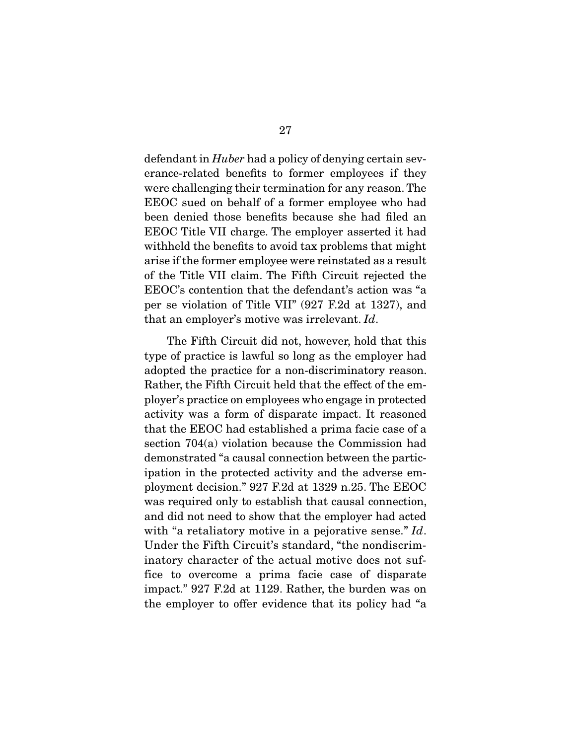defendant in *Huber* had a policy of denying certain severance-related benefits to former employees if they were challenging their termination for any reason. The EEOC sued on behalf of a former employee who had been denied those benefits because she had filed an EEOC Title VII charge. The employer asserted it had withheld the benefits to avoid tax problems that might arise if the former employee were reinstated as a result of the Title VII claim. The Fifth Circuit rejected the EEOC's contention that the defendant's action was "a per se violation of Title VII" (927 F.2d at 1327), and that an employer's motive was irrelevant. *Id*.

The Fifth Circuit did not, however, hold that this type of practice is lawful so long as the employer had adopted the practice for a non-discriminatory reason. Rather, the Fifth Circuit held that the effect of the employer's practice on employees who engage in protected activity was a form of disparate impact. It reasoned that the EEOC had established a prima facie case of a section 704(a) violation because the Commission had demonstrated "a causal connection between the participation in the protected activity and the adverse employment decision." 927 F.2d at 1329 n.25. The EEOC was required only to establish that causal connection, and did not need to show that the employer had acted with "a retaliatory motive in a pejorative sense." *Id*. Under the Fifth Circuit's standard, "the nondiscriminatory character of the actual motive does not suffice to overcome a prima facie case of disparate impact." 927 F.2d at 1129. Rather, the burden was on the employer to offer evidence that its policy had "a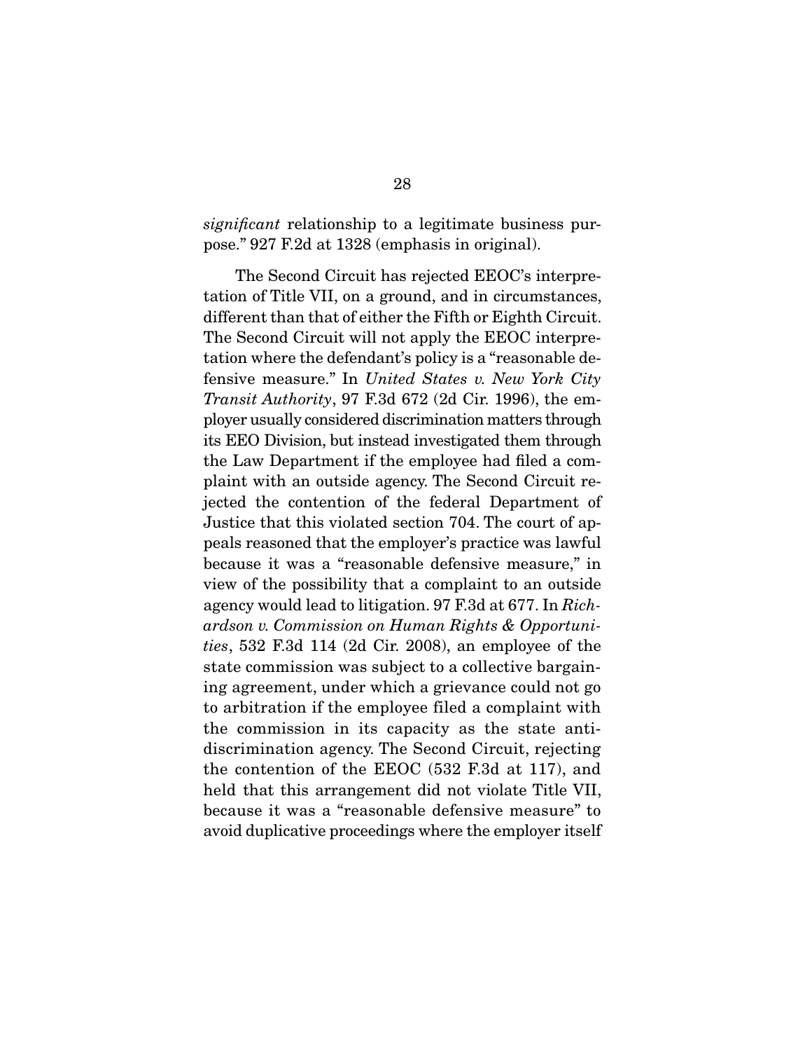*significant* relationship to a legitimate business purpose." 927 F.2d at 1328 (emphasis in original).

The Second Circuit has rejected EEOC's interpretation of Title VII, on a ground, and in circumstances, different than that of either the Fifth or Eighth Circuit. The Second Circuit will not apply the EEOC interpretation where the defendant's policy is a "reasonable defensive measure." In *United States v. New York City Transit Authority*, 97 F.3d 672 (2d Cir. 1996), the employer usually considered discrimination matters through its EEO Division, but instead investigated them through the Law Department if the employee had filed a complaint with an outside agency. The Second Circuit rejected the contention of the federal Department of Justice that this violated section 704. The court of appeals reasoned that the employer's practice was lawful because it was a "reasonable defensive measure," in view of the possibility that a complaint to an outside agency would lead to litigation. 97 F.3d at 677. In *Richardson v. Commission on Human Rights & Opportunities*, 532 F.3d 114 (2d Cir. 2008), an employee of the state commission was subject to a collective bargaining agreement, under which a grievance could not go to arbitration if the employee filed a complaint with the commission in its capacity as the state anti-discrimination agency. The Second Circuit, rejecting the contention of the EEOC (532 F.3d at 117), and held that this arrangement did not violate Title VII, because it was a "reasonable defensive measure" to avoid duplicative proceedings where the employer itself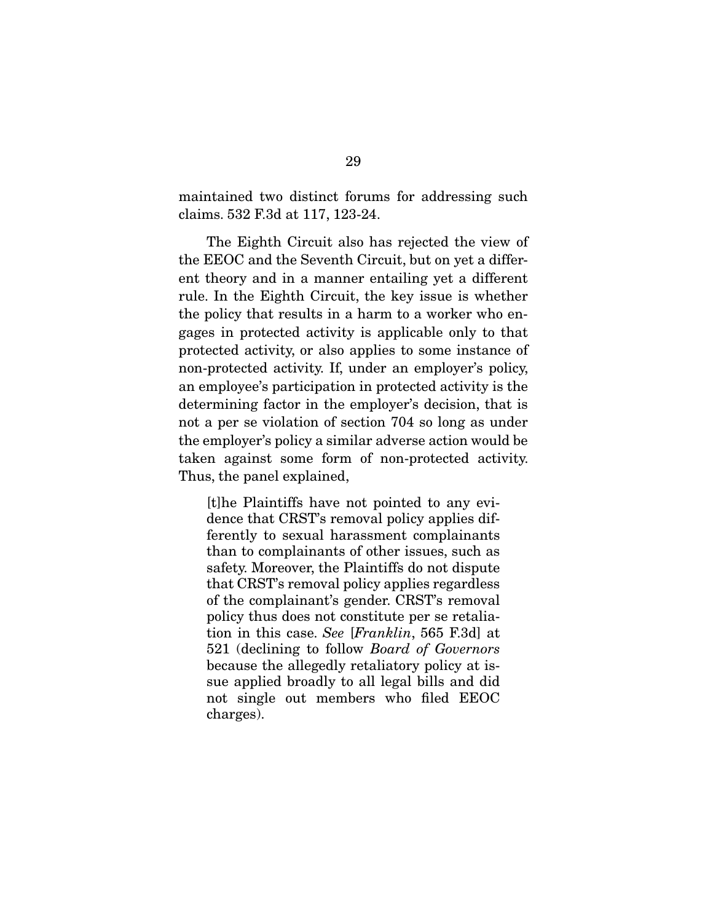maintained two distinct forums for addressing such claims. 532 F.3d at 117, 123-24.

The Eighth Circuit also has rejected the view of the EEOC and the Seventh Circuit, but on yet a different theory and in a manner entailing yet a different rule. In the Eighth Circuit, the key issue is whether the policy that results in a harm to a worker who engages in protected activity is applicable only to that protected activity, or also applies to some instance of non-protected activity. If, under an employer's policy, an employee's participation in protected activity is the determining factor in the employer's decision, that is not a per se violation of section 704 so long as under the employer's policy a similar adverse action would be taken against some form of non-protected activity. Thus, the panel explained,

> [t]he Plaintiffs have not pointed to any evidence that CRST's removal policy applies differently to sexual harassment complainants than to complainants of other issues, such as safety. Moreover, the Plaintiffs do not dispute that CRST's removal policy applies regardless of the complainant's gender. CRST's removal policy thus does not constitute per se retaliation in this case. *See* [*Franklin*, 565 F.3d] at 521 (declining to follow *Board of Governors* because the allegedly retaliatory policy at issue applied broadly to all legal bills and did not single out members who filed EEOC charges).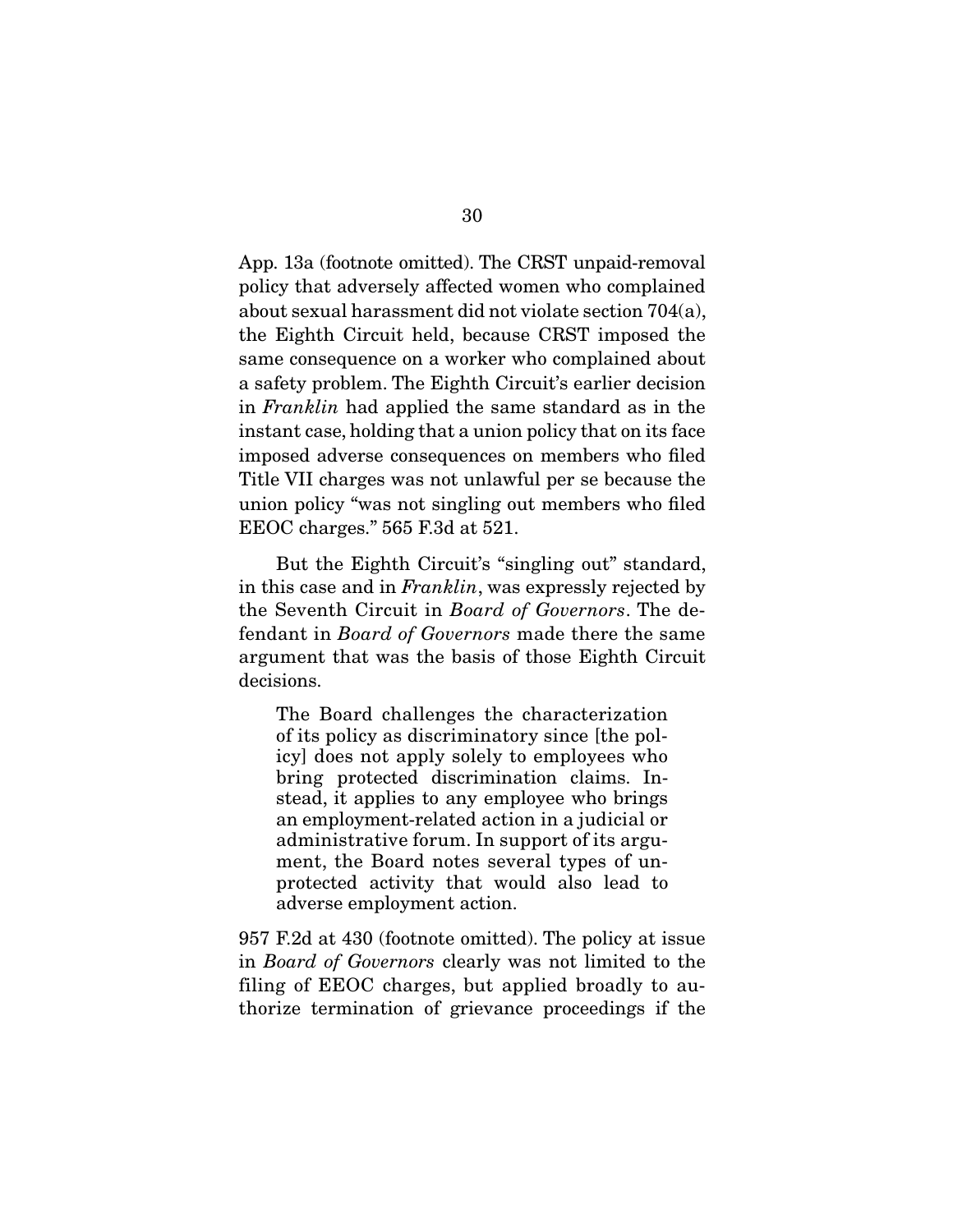App. 13a (footnote omitted). The CRST unpaid-removal policy that adversely affected women who complained about sexual harassment did not violate section 704(a), the Eighth Circuit held, because CRST imposed the same consequence on a worker who complained about a safety problem. The Eighth Circuit's earlier decision in *Franklin* had applied the same standard as in the instant case, holding that a union policy that on its face imposed adverse consequences on members who filed Title VII charges was not unlawful per se because the union policy "was not singling out members who filed EEOC charges." 565 F.3d at 521.

But the Eighth Circuit's "singling out" standard, in this case and in *Franklin*, was expressly rejected by the Seventh Circuit in *Board of Governors*. The defendant in *Board of Governors* made there the same argument that was the basis of those Eighth Circuit decisions.

> The Board challenges the characterization of its policy as discriminatory since [the policy] does not apply solely to employees who bring protected discrimination claims. Instead, it applies to any employee who brings an employment-related action in a judicial or administrative forum. In support of its argument, the Board notes several types of unprotected activity that would also lead to adverse employment action.

957 F.2d at 430 (footnote omitted). The policy at issue in *Board of Governors* clearly was not limited to the filing of EEOC charges, but applied broadly to authorize termination of grievance proceedings if the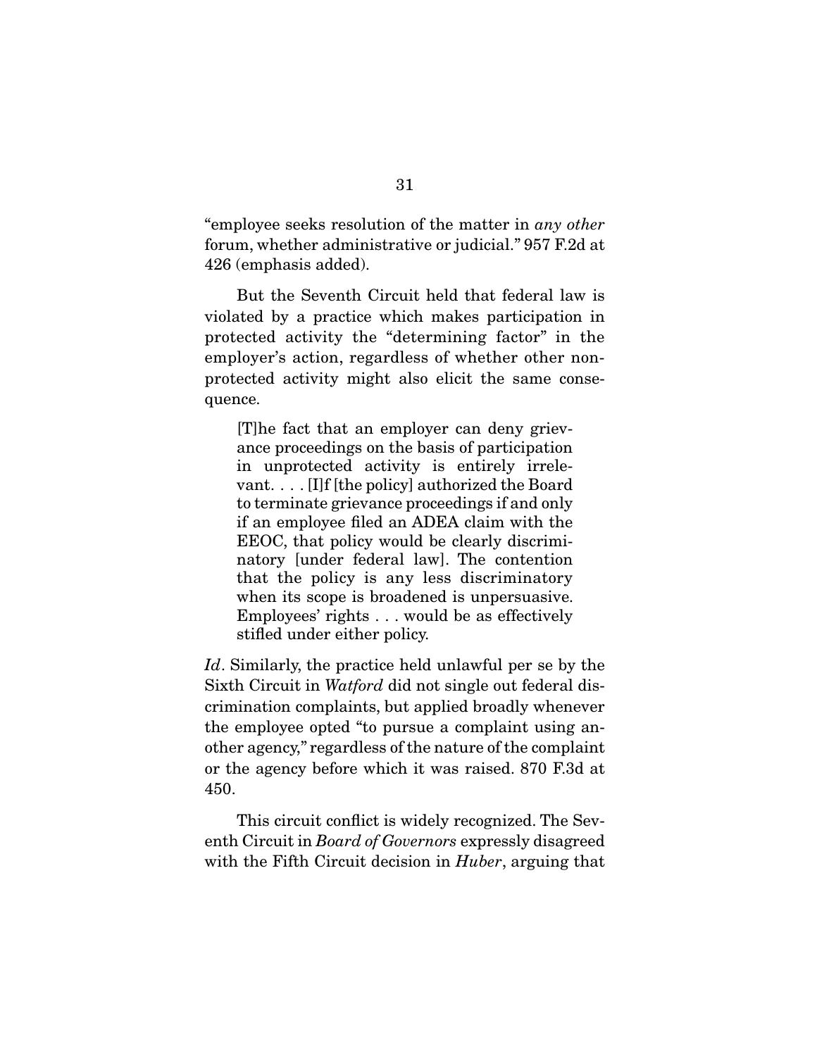"employee seeks resolution of the matter in *any other* forum, whether administrative or judicial." 957 F.2d at 426 (emphasis added).

But the Seventh Circuit held that federal law is violated by a practice which makes participation in protected activity the "determining factor" in the employer's action, regardless of whether other non-protected activity might also elicit the same consequence.

> [T]he fact that an employer can deny grievance proceedings on the basis of participation in unprotected activity is entirely irrelevant. . . . [I]f [the policy] authorized the Board to terminate grievance proceedings if and only if an employee filed an ADEA claim with the EEOC, that policy would be clearly discriminatory [under federal law]. The contention that the policy is any less discriminatory when its scope is broadened is unpersuasive. Employees' rights . . . would be as effectively stifled under either policy.

*Id*. Similarly, the practice held unlawful per se by the Sixth Circuit in *Watford* did not single out federal discrimination complaints, but applied broadly whenever the employee opted "to pursue a complaint using another agency," regardless of the nature of the complaint or the agency before which it was raised. 870 F.3d at 450.

This circuit conflict is widely recognized. The Seventh Circuit in *Board of Governors* expressly disagreed with the Fifth Circuit decision in *Huber*, arguing that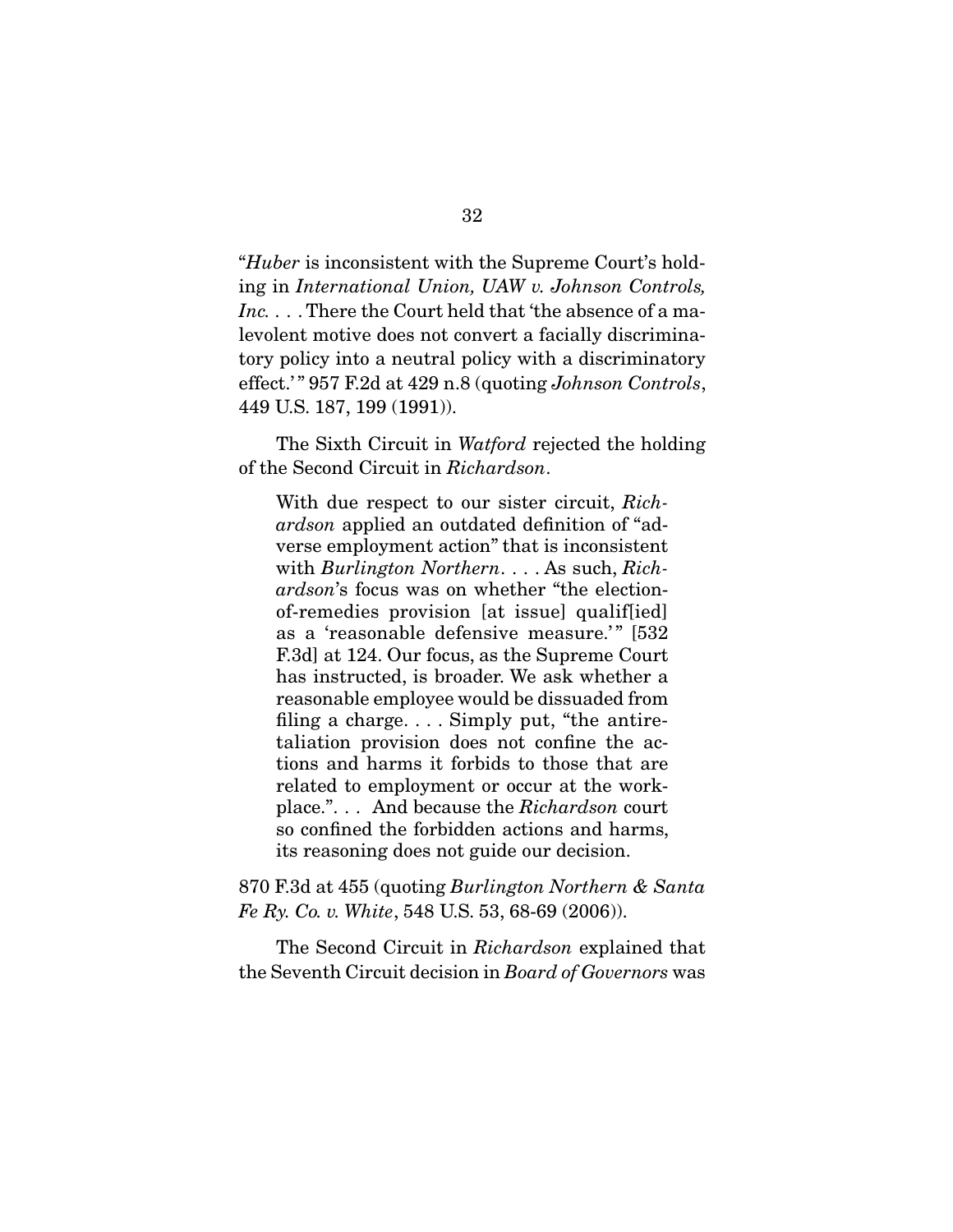"*Huber* is inconsistent with the Supreme Court's holding in *International Union, UAW v. Johnson Controls, Inc.* . . . There the Court held that 'the absence of a malevolent motive does not convert a facially discriminatory policy into a neutral policy with a discriminatory effect.'" 957 F.2d at 429 n.8 (quoting *Johnson Controls*, 449 U.S. 187, 199 (1991)).

The Sixth Circuit in *Watford* rejected the holding of the Second Circuit in *Richardson*.

> With due respect to our sister circuit, *Richardson* applied an outdated definition of "adverse employment action" that is inconsistent with *Burlington Northern*. . . . As such, *Richardson*'s focus was on whether "the election-of-remedies provision [at issue] qualif[ied] as a 'reasonable defensive measure.'" [532 F.3d] at 124. Our focus, as the Supreme Court has instructed, is broader. We ask whether a reasonable employee would be dissuaded from filing a charge. . . . Simply put, "the antiretaliation provision does not confine the actions and harms it forbids to those that are related to employment or occur at the workplace.". . . And because the *Richardson* court so confined the forbidden actions and harms, its reasoning does not guide our decision.

870 F.3d at 455 (quoting *Burlington Northern & Santa Fe Ry. Co. v. White*, 548 U.S. 53, 68-69 (2006)).

The Second Circuit in *Richardson* explained that the Seventh Circuit decision in *Board of Governors* was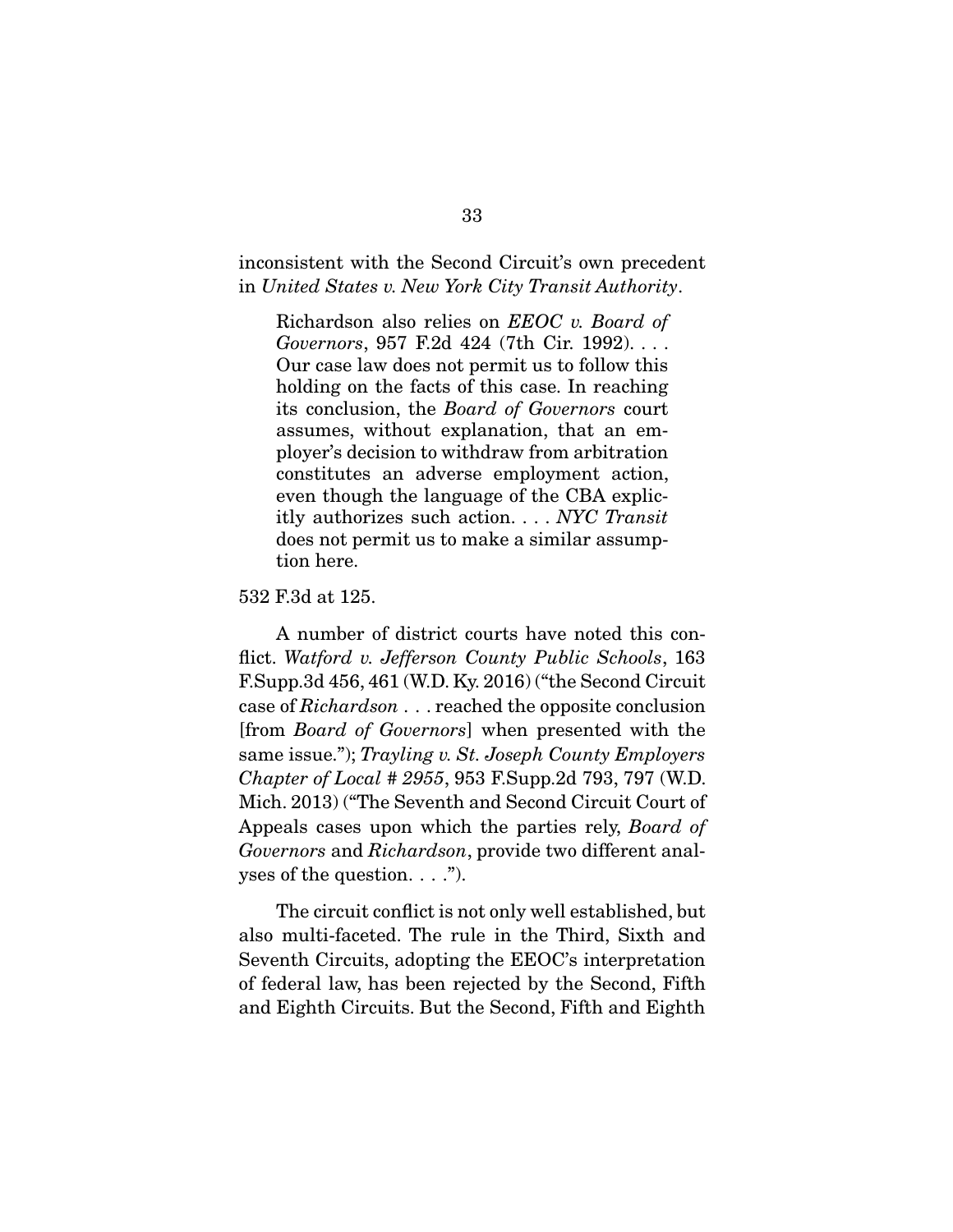inconsistent with the Second Circuit's own precedent in *United States v. New York City Transit Authority*.

> Richardson also relies on *EEOC v. Board of Governors*, 957 F.2d 424 (7th Cir. 1992). . . . Our case law does not permit us to follow this holding on the facts of this case. In reaching its conclusion, the *Board of Governors* court assumes, without explanation, that an employer's decision to withdraw from arbitration constitutes an adverse employment action, even though the language of the CBA explicitly authorizes such action. . . . *NYC Transit* does not permit us to make a similar assumption here.

532 F.3d at 125.

A number of district courts have noted this conflict. *Watford v. Jefferson County Public Schools*, 163 F.Supp.3d 456, 461 (W.D. Ky. 2016) ("the Second Circuit case of *Richardson* . . . reached the opposite conclusion [from *Board of Governors*] when presented with the same issue."); *Trayling v. St. Joseph County Employers Chapter of Local # 2955*, 953 F.Supp.2d 793, 797 (W.D. Mich. 2013) ("The Seventh and Second Circuit Court of Appeals cases upon which the parties rely, *Board of Governors* and *Richardson*, provide two different analyses of the question. . . .").

The circuit conflict is not only well established, but also multi-faceted. The rule in the Third, Sixth and Seventh Circuits, adopting the EEOC's interpretation of federal law, has been rejected by the Second, Fifth and Eighth Circuits. But the Second, Fifth and Eighth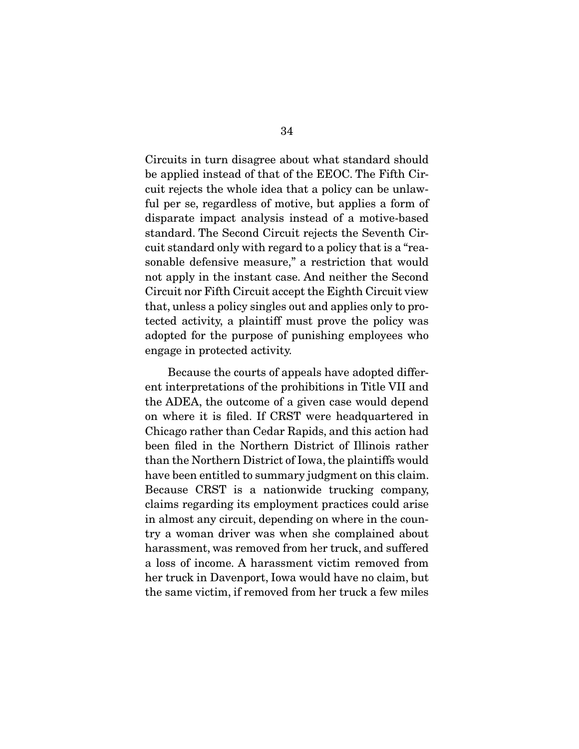Circuits in turn disagree about what standard should be applied instead of that of the EEOC. The Fifth Circuit rejects the whole idea that a policy can be unlawful per se, regardless of motive, but applies a form of disparate impact analysis instead of a motive-based standard. The Second Circuit rejects the Seventh Circuit standard only with regard to a policy that is a "reasonable defensive measure," a restriction that would not apply in the instant case. And neither the Second Circuit nor Fifth Circuit accept the Eighth Circuit view that, unless a policy singles out and applies only to protected activity, a plaintiff must prove the policy was adopted for the purpose of punishing employees who engage in protected activity.

Because the courts of appeals have adopted different interpretations of the prohibitions in Title VII and the ADEA, the outcome of a given case would depend on where it is filed. If CRST were headquartered in Chicago rather than Cedar Rapids, and this action had been filed in the Northern District of Illinois rather than the Northern District of Iowa, the plaintiffs would have been entitled to summary judgment on this claim. Because CRST is a nationwide trucking company, claims regarding its employment practices could arise in almost any circuit, depending on where in the country a woman driver was when she complained about harassment, was removed from her truck, and suffered a loss of income. A harassment victim removed from her truck in Davenport, Iowa would have no claim, but the same victim, if removed from her truck a few miles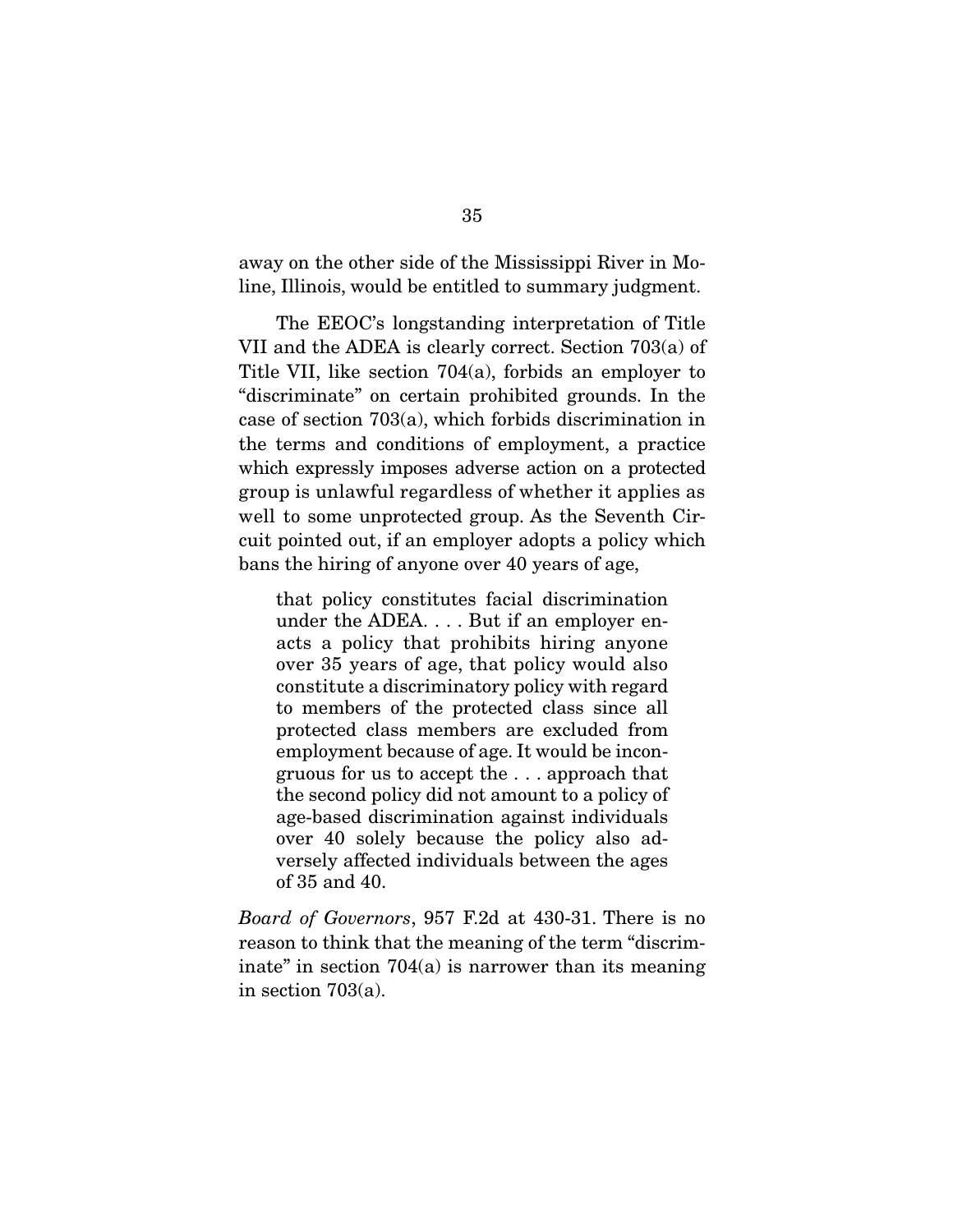away on the other side of the Mississippi River in Moline, Illinois, would be entitled to summary judgment.

The EEOC's longstanding interpretation of Title VII and the ADEA is clearly correct. Section 703(a) of Title VII, like section 704(a), forbids an employer to "discriminate" on certain prohibited grounds. In the case of section 703(a), which forbids discrimination in the terms and conditions of employment, a practice which expressly imposes adverse action on a protected group is unlawful regardless of whether it applies as well to some unprotected group. As the Seventh Circuit pointed out, if an employer adopts a policy which bans the hiring of anyone over 40 years of age,

> that policy constitutes facial discrimination under the ADEA. . . . But if an employer enacts a policy that prohibits hiring anyone over 35 years of age, that policy would also constitute a discriminatory policy with regard to members of the protected class since all protected class members are excluded from employment because of age. It would be incongruous for us to accept the . . . approach that the second policy did not amount to a policy of age-based discrimination against individuals over 40 solely because the policy also adversely affected individuals between the ages of 35 and 40.

*Board of Governors*, 957 F.2d at 430-31. There is no reason to think that the meaning of the term "discriminate" in section 704(a) is narrower than its meaning in section 703(a).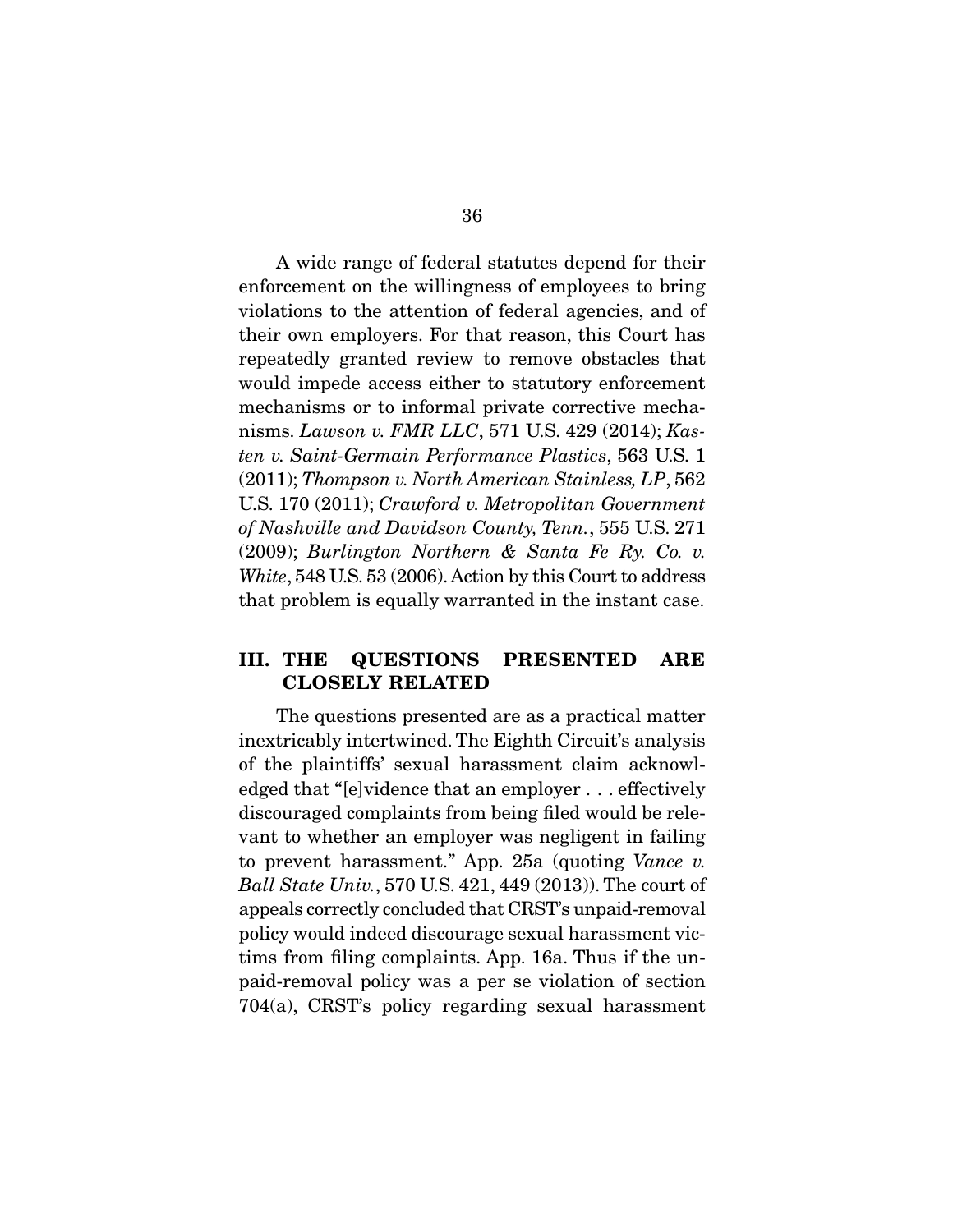A wide range of federal statutes depend for their enforcement on the willingness of employees to bring violations to the attention of federal agencies, and of their own employers. For that reason, this Court has repeatedly granted review to remove obstacles that would impede access either to statutory enforcement mechanisms or to informal private corrective mechanisms. *Lawson v. FMR LLC*, 571 U.S. 429 (2014); *Kasten v. Saint-Germain Performance Plastics*, 563 U.S. 1 (2011); *Thompson v. North American Stainless, LP*, 562 U.S. 170 (2011); *Crawford v. Metropolitan Government of Nashville and Davidson County, Tenn.*, 555 U.S. 271 (2009); *Burlington Northern & Santa Fe Ry. Co. v. White*, 548 U.S. 53 (2006). Action by this Court to address that problem is equally warranted in the instant case.

## III. THE QUESTIONS PRESENTED ARE CLOSELY RELATED

The questions presented are as a practical matter inextricably intertwined. The Eighth Circuit's analysis of the plaintiffs' sexual harassment claim acknowledged that "[e]vidence that an employer . . . effectively discouraged complaints from being filed would be relevant to whether an employer was negligent in failing to prevent harassment." App. 25a (quoting *Vance v. Ball State Univ.*, 570 U.S. 421, 449 (2013)). The court of appeals correctly concluded that CRST's unpaid-removal policy would indeed discourage sexual harassment victims from filing complaints. App. 16a. Thus if the unpaid-removal policy was a per se violation of section 704(a), CRST's policy regarding sexual harassment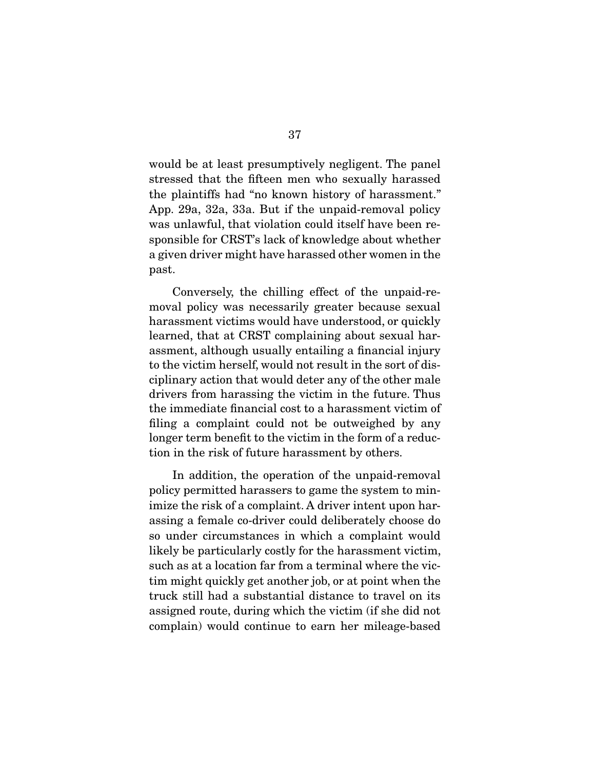would be at least presumptively negligent. The panel stressed that the fifteen men who sexually harassed the plaintiffs had "no known history of harassment." App. 29a, 32a, 33a. But if the unpaid-removal policy was unlawful, that violation could itself have been responsible for CRST's lack of knowledge about whether a given driver might have harassed other women in the past.

Conversely, the chilling effect of the unpaid-removal policy was necessarily greater because sexual harassment victims would have understood, or quickly learned, that at CRST complaining about sexual harassment, although usually entailing a financial injury to the victim herself, would not result in the sort of disciplinary action that would deter any of the other male drivers from harassing the victim in the future. Thus the immediate financial cost to a harassment victim of filing a complaint could not be outweighed by any longer term benefit to the victim in the form of a reduction in the risk of future harassment by others.

In addition, the operation of the unpaid-removal policy permitted harassers to game the system to minimize the risk of a complaint. A driver intent upon harassing a female co-driver could deliberately choose do so under circumstances in which a complaint would likely be particularly costly for the harassment victim, such as at a location far from a terminal where the victim might quickly get another job, or at point when the truck still had a substantial distance to travel on its assigned route, during which the victim (if she did not complain) would continue to earn her mileage-based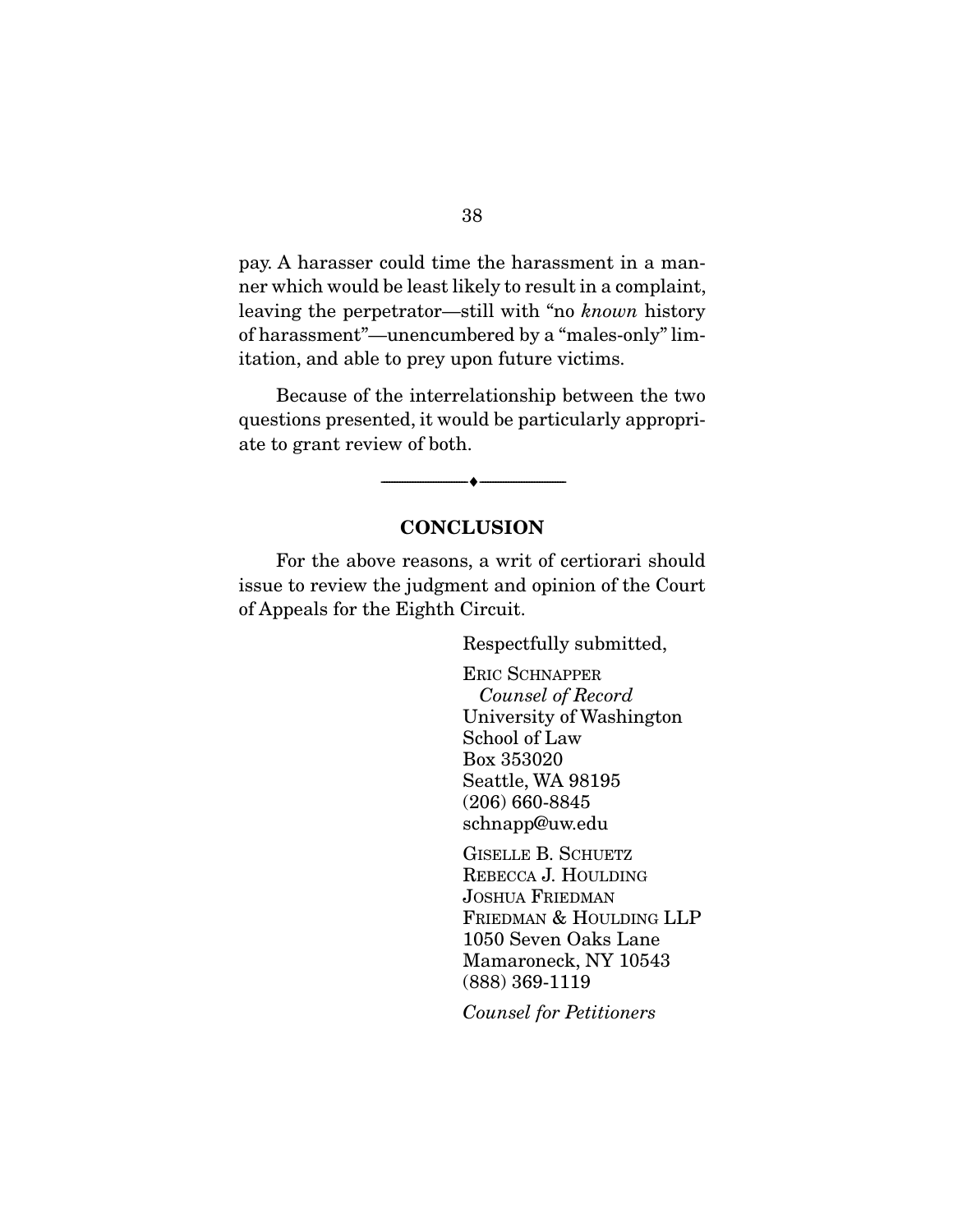pay. A harasser could time the harassment in a manner which would be least likely to result in a complaint, leaving the perpetrator—still with "no *known* history of harassment"—unencumbered by a "males-only" limitation, and able to prey upon future victims.

Because of the interrelationship between the two questions presented, it would be particularly appropriate to grant review of both.

---

## CONCLUSION

For the above reasons, a writ of certiorari should issue to review the judgment and opinion of the Court of Appeals for the Eighth Circuit.

Respectfully submitted,

ERIC SCHNAPPER
*Counsel of Record*
University of Washington
School of Law
Box 353020
Seattle, WA 98195
(206) 660-8845
schnapp@uw.edu

GISELLE B. SCHUETZ
REBECCA J. HOULDING
JOSHUA FRIEDMAN
FRIEDMAN & HOULDING LLP
1050 Seven Oaks Lane
Mamaroneck, NY 10543
(888) 369-1119

*Counsel for Petitioners*